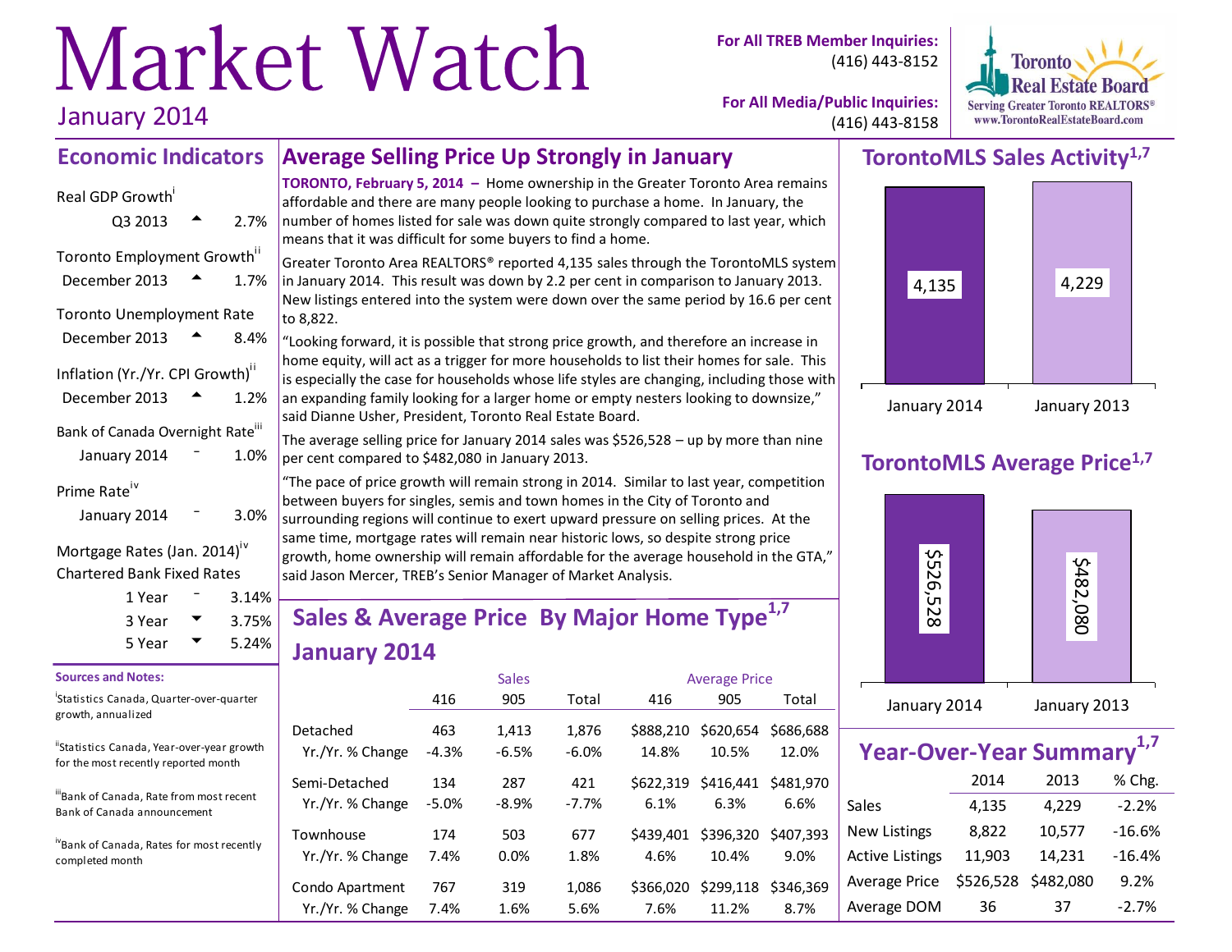# Market Watch

January 2014

**For All TREB Member Inquiries:** (416) 443-8152

**For All Media/Public Inquiries:** (416) 443-8158

Toronto Real Estate Board
Serving Greater Toronto REALTORS®
www.TorontoRealEstateBoard.com

## Economic Indicators

**Real GDP Growth**[i]
Q3 2013 ▲ 2.7%

**Toronto Employment Growth**[ii]
December 2013 ▲ 1.7%

**Toronto Unemployment Rate**
December 2013 ▲ 8.4%

**Inflation (Yr./Yr. CPI Growth)**[ii]
December 2013 ▲ 1.2%

**Bank of Canada Overnight Rate**[iii]
January 2014 – 1.0%

**Prime Rate**[iv]
January 2014 – 3.0%

**Mortgage Rates (Jan. 2014)**[iv]
**Chartered Bank Fixed Rates**

| Term | | Rate |
|---|---|---|
| 1 Year | – | 3.14% |
| 3 Year | ▼ | 3.75% |
| 5 Year | ▼ | 5.24% |

**Sources and Notes:**

[i] Statistics Canada, Quarter-over-quarter growth, annualized

[ii] Statistics Canada, Year-over-year growth for the most recently reported month

[iii] Bank of Canada, Rate from most recent Bank of Canada announcement

[iv] Bank of Canada, Rates for most recently completed month

## Average Selling Price Up Strongly in January

**TORONTO, February 5, 2014 –** Home ownership in the Greater Toronto Area remains affordable and there are many people looking to purchase a home. In January, the number of homes listed for sale was down quite strongly compared to last year, which means that it was difficult for some buyers to find a home.

Greater Toronto Area REALTORS® reported 4,135 sales through the TorontoMLS system in January 2014. This result was down by 2.2 per cent in comparison to January 2013. New listings entered into the system were down over the same period by 16.6 per cent to 8,822.

"Looking forward, it is possible that strong price growth, and therefore an increase in home equity, will act as a trigger for more households to list their homes for sale. This is especially the case for households whose life styles are changing, including those with an expanding family looking for a larger home or empty nesters looking to downsize," said Dianne Usher, President, Toronto Real Estate Board.

The average selling price for January 2014 sales was $526,528 – up by more than nine per cent compared to $482,080 in January 2013.

"The pace of price growth will remain strong in 2014. Similar to last year, competition between buyers for singles, semis and town homes in the City of Toronto and surrounding regions will continue to exert upward pressure on selling prices. At the same time, mortgage rates will remain near historic lows, so despite strong price growth, home ownership will remain affordable for the average household in the GTA," said Jason Mercer, TREB's Senior Manager of Market Analysis.

## Sales & Average Price By Major Home Type[1,7] January 2014

| | Sales | | | Average Price | | |
|---|---|---|---|---|---|---|
| | 416 | 905 | Total | 416 | 905 | Total |
| Detached | 463 | 1,413 | 1,876 | $888,210 | $620,654 | $686,688 |
| Yr./Yr. % Change | -4.3% | -6.5% | -6.0% | 14.8% | 10.5% | 12.0% |
| Semi-Detached | 134 | 287 | 421 | $622,319 | $416,441 | $481,970 |
| Yr./Yr. % Change | -5.0% | -8.9% | -7.7% | 6.1% | 6.3% | 6.6% |
| Townhouse | 174 | 503 | 677 | $439,401 | $396,320 | $407,393 |
| Yr./Yr. % Change | 7.4% | 0.0% | 1.8% | 4.6% | 10.4% | 9.0% |
| Condo Apartment | 767 | 319 | 1,086 | $366,020 | $299,118 | $346,369 |
| Yr./Yr. % Change | 7.4% | 1.6% | 5.6% | 7.6% | 11.2% | 8.7% |

## TorontoMLS Sales Activity[1,7]

| | January 2014 | January 2013 |
|---|---|---|
| Sales | 4,135 | 4,229 |

## TorontoMLS Average Price[1,7]

| | January 2014 | January 2013 |
|---|---|---|
| Average Price | $526,528 | $482,080 |

## Year-Over-Year Summary[1,7]

| | 2014 | 2013 | % Chg. |
|---|---|---|---|
| Sales | 4,135 | 4,229 | -2.2% |
| New Listings | 8,822 | 10,577 | -16.6% |
| Active Listings | 11,903 | 14,231 | -16.4% |
| Average Price | $526,528 | $482,080 | 9.2% |
| Average DOM | 36 | 37 | -2.7% |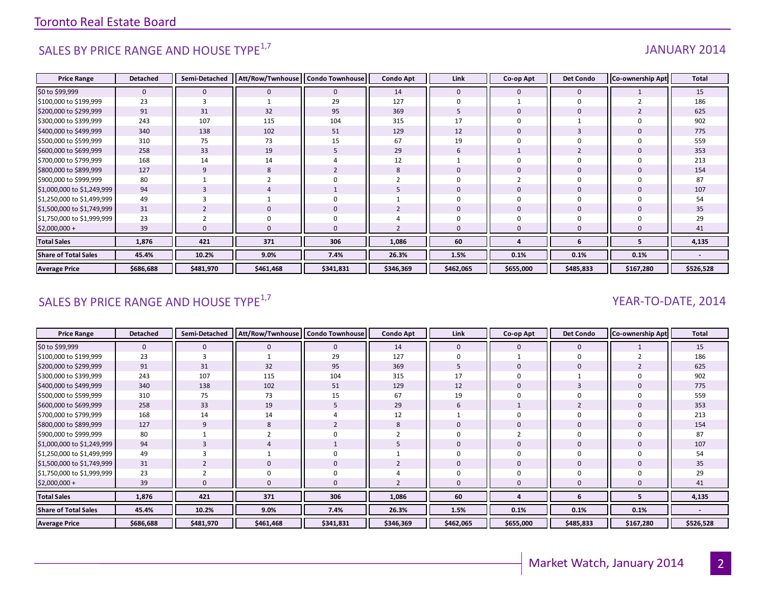## SALES BY PRICE RANGE AND HOUSE TYPE[1,7]

JANUARY 2014

| Price Range | Detached | Semi-Detached | Att/Row/Twnhouse | Condo Townhouse | Condo Apt | Link | Co-op Apt | Det Condo | Co-ownership Apt | Total |
|---|---|---|---|---|---|---|---|---|---|---|
| $0 to $99,999 | 0 | 0 | 0 | 0 | 14 | 0 | 0 | 0 | 1 | 15 |
| $100,000 to $199,999 | 23 | 3 | 1 | 29 | 127 | 0 | 1 | 0 | 2 | 186 |
| $200,000 to $299,999 | 91 | 31 | 32 | 95 | 369 | 5 | 0 | 0 | 2 | 625 |
| $300,000 to $399,999 | 243 | 107 | 115 | 104 | 315 | 17 | 0 | 1 | 0 | 902 |
| $400,000 to $499,999 | 340 | 138 | 102 | 51 | 129 | 12 | 0 | 3 | 0 | 775 |
| $500,000 to $599,999 | 310 | 75 | 73 | 15 | 67 | 19 | 0 | 0 | 0 | 559 |
| $600,000 to $699,999 | 258 | 33 | 19 | 5 | 29 | 6 | 1 | 2 | 0 | 353 |
| $700,000 to $799,999 | 168 | 14 | 14 | 4 | 12 | 1 | 0 | 0 | 0 | 213 |
| $800,000 to $899,999 | 127 | 9 | 8 | 2 | 8 | 0 | 0 | 0 | 0 | 154 |
| $900,000 to $999,999 | 80 | 1 | 2 | 0 | 2 | 0 | 2 | 0 | 0 | 87 |
| $1,000,000 to $1,249,999 | 94 | 3 | 4 | 1 | 5 | 0 | 0 | 0 | 0 | 107 |
| $1,250,000 to $1,499,999 | 49 | 3 | 1 | 0 | 1 | 0 | 0 | 0 | 0 | 54 |
| $1,500,000 to $1,749,999 | 31 | 2 | 0 | 0 | 2 | 0 | 0 | 0 | 0 | 35 |
| $1,750,000 to $1,999,999 | 23 | 2 | 0 | 0 | 4 | 0 | 0 | 0 | 0 | 29 |
| $2,000,000 + | 39 | 0 | 0 | 0 | 2 | 0 | 0 | 0 | 0 | 41 |
| **Total Sales** | **1,876** | **421** | **371** | **306** | **1,086** | **60** | **4** | **6** | **5** | **4,135** |
| **Share of Total Sales** | **45.4%** | **10.2%** | **9.0%** | **7.4%** | **26.3%** | **1.5%** | **0.1%** | **0.1%** | **0.1%** | **-** |
| **Average Price** | **$686,688** | **$481,970** | **$461,468** | **$341,831** | **$346,369** | **$462,065** | **$655,000** | **$485,833** | **$167,280** | **$526,528** |

## SALES BY PRICE RANGE AND HOUSE TYPE[1,7]

YEAR-TO-DATE, 2014

| Price Range | Detached | Semi-Detached | Att/Row/Twnhouse | Condo Townhouse | Condo Apt | Link | Co-op Apt | Det Condo | Co-ownership Apt | Total |
|---|---|---|---|---|---|---|---|---|---|---|
| $0 to $99,999 | 0 | 0 | 0 | 0 | 14 | 0 | 0 | 0 | 1 | 15 |
| $100,000 to $199,999 | 23 | 3 | 1 | 29 | 127 | 0 | 1 | 0 | 2 | 186 |
| $200,000 to $299,999 | 91 | 31 | 32 | 95 | 369 | 5 | 0 | 0 | 2 | 625 |
| $300,000 to $399,999 | 243 | 107 | 115 | 104 | 315 | 17 | 0 | 1 | 0 | 902 |
| $400,000 to $499,999 | 340 | 138 | 102 | 51 | 129 | 12 | 0 | 3 | 0 | 775 |
| $500,000 to $599,999 | 310 | 75 | 73 | 15 | 67 | 19 | 0 | 0 | 0 | 559 |
| $600,000 to $699,999 | 258 | 33 | 19 | 5 | 29 | 6 | 1 | 2 | 0 | 353 |
| $700,000 to $799,999 | 168 | 14 | 14 | 4 | 12 | 1 | 0 | 0 | 0 | 213 |
| $800,000 to $899,999 | 127 | 9 | 8 | 2 | 8 | 0 | 0 | 0 | 0 | 154 |
| $900,000 to $999,999 | 80 | 1 | 2 | 0 | 2 | 0 | 2 | 0 | 0 | 87 |
| $1,000,000 to $1,249,999 | 94 | 3 | 4 | 1 | 5 | 0 | 0 | 0 | 0 | 107 |
| $1,250,000 to $1,499,999 | 49 | 3 | 1 | 0 | 1 | 0 | 0 | 0 | 0 | 54 |
| $1,500,000 to $1,749,999 | 31 | 2 | 0 | 0 | 2 | 0 | 0 | 0 | 0 | 35 |
| $1,750,000 to $1,999,999 | 23 | 2 | 0 | 0 | 4 | 0 | 0 | 0 | 0 | 29 |
| $2,000,000 + | 39 | 0 | 0 | 0 | 2 | 0 | 0 | 0 | 0 | 41 |
| **Total Sales** | **1,876** | **421** | **371** | **306** | **1,086** | **60** | **4** | **6** | **5** | **4,135** |
| **Share of Total Sales** | **45.4%** | **10.2%** | **9.0%** | **7.4%** | **26.3%** | **1.5%** | **0.1%** | **0.1%** | **0.1%** | **-** |
| **Average Price** | **$686,688** | **$481,970** | **$461,468** | **$341,831** | **$346,369** | **$462,065** | **$655,000** | **$485,833** | **$167,280** | **$526,528** |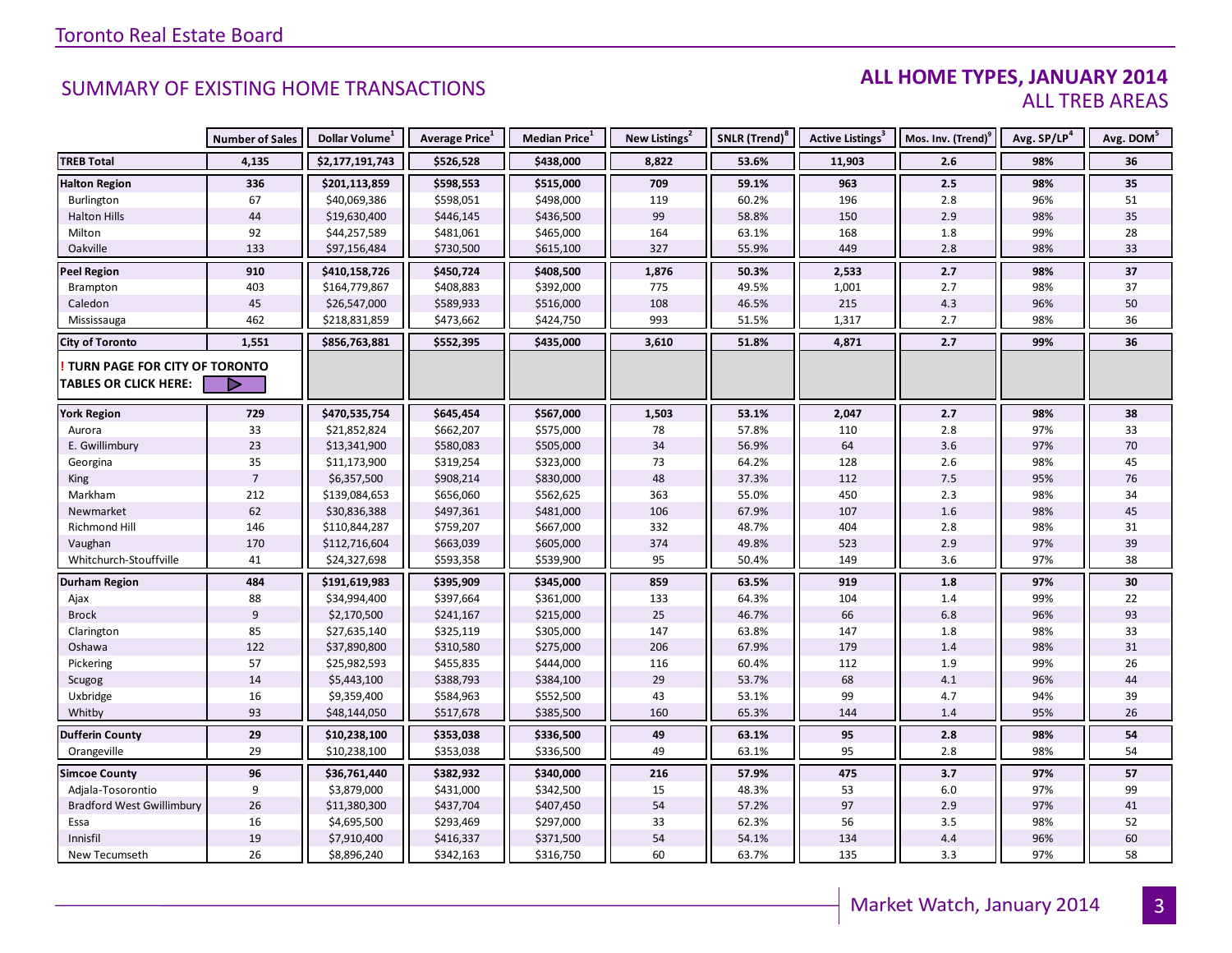Toronto Real Estate Board

## SUMMARY OF EXISTING HOME TRANSACTIONS

### ALL HOME TYPES, JANUARY 2014
ALL TREB AREAS

| | Number of Sales | Dollar Volume[1] | Average Price[1] | Median Price[1] | New Listings[2] | SNLR (Trend)[8] | Active Listings[3] | Mos. Inv. (Trend)[9] | Avg. SP/LP[4] | Avg. DOM[5] |
|---|---|---|---|---|---|---|---|---|---|---|
| **TREB Total** | **4,135** | **$2,177,191,743** | **$526,528** | **$438,000** | **8,822** | **53.6%** | **11,903** | **2.6** | **98%** | **36** |
| **Halton Region** | **336** | **$201,113,859** | **$598,553** | **$515,000** | **709** | **59.1%** | **963** | **2.5** | **98%** | **35** |
| Burlington | 67 | $40,069,386 | $598,051 | $498,000 | 119 | 60.2% | 196 | 2.8 | 96% | 51 |
| Halton Hills | 44 | $19,630,400 | $446,145 | $436,500 | 99 | 58.8% | 150 | 2.9 | 98% | 35 |
| Milton | 92 | $44,257,589 | $481,061 | $465,000 | 164 | 63.1% | 168 | 1.8 | 99% | 28 |
| Oakville | 133 | $97,156,484 | $730,500 | $615,100 | 327 | 55.9% | 449 | 2.8 | 98% | 33 |
| **Peel Region** | **910** | **$410,158,726** | **$450,724** | **$408,500** | **1,876** | **50.3%** | **2,533** | **2.7** | **98%** | **37** |
| Brampton | 403 | $164,779,867 | $408,883 | $392,000 | 775 | 49.5% | 1,001 | 2.7 | 98% | 37 |
| Caledon | 45 | $26,547,000 | $589,933 | $516,000 | 108 | 46.5% | 215 | 4.3 | 96% | 50 |
| Mississauga | 462 | $218,831,859 | $473,662 | $424,750 | 993 | 51.5% | 1,317 | 2.7 | 98% | 36 |
| **City of Toronto** | **1,551** | **$856,763,881** | **$552,395** | **$435,000** | **3,610** | **51.8%** | **4,871** | **2.7** | **99%** | **36** |
| **! TURN PAGE FOR CITY OF TORONTO TABLES OR CLICK HERE:** | | | | | | | | | | |
| **York Region** | **729** | **$470,535,754** | **$645,454** | **$567,000** | **1,503** | **53.1%** | **2,047** | **2.7** | **98%** | **38** |
| Aurora | 33 | $21,852,824 | $662,207 | $575,000 | 78 | 57.8% | 110 | 2.8 | 97% | 33 |
| E. Gwillimbury | 23 | $13,341,900 | $580,083 | $505,000 | 34 | 56.9% | 64 | 3.6 | 97% | 70 |
| Georgina | 35 | $11,173,900 | $319,254 | $323,000 | 73 | 64.2% | 128 | 2.6 | 98% | 45 |
| King | 7 | $6,357,500 | $908,214 | $830,000 | 48 | 37.3% | 112 | 7.5 | 95% | 76 |
| Markham | 212 | $139,084,653 | $656,060 | $562,625 | 363 | 55.0% | 450 | 2.3 | 98% | 34 |
| Newmarket | 62 | $30,836,388 | $497,361 | $481,000 | 106 | 67.9% | 107 | 1.6 | 98% | 45 |
| Richmond Hill | 146 | $110,844,287 | $759,207 | $667,000 | 332 | 48.7% | 404 | 2.8 | 98% | 31 |
| Vaughan | 170 | $112,716,604 | $663,039 | $605,000 | 374 | 49.8% | 523 | 2.9 | 97% | 39 |
| Whitchurch-Stouffville | 41 | $24,327,698 | $593,358 | $539,900 | 95 | 50.4% | 149 | 3.6 | 97% | 38 |
| **Durham Region** | **484** | **$191,619,983** | **$395,909** | **$345,000** | **859** | **63.5%** | **919** | **1.8** | **97%** | **30** |
| Ajax | 88 | $34,994,400 | $397,664 | $361,000 | 133 | 64.3% | 104 | 1.4 | 99% | 22 |
| Brock | 9 | $2,170,500 | $241,167 | $215,000 | 25 | 46.7% | 66 | 6.8 | 96% | 93 |
| Clarington | 85 | $27,635,140 | $325,119 | $305,000 | 147 | 63.8% | 147 | 1.8 | 98% | 33 |
| Oshawa | 122 | $37,890,800 | $310,580 | $275,000 | 206 | 67.9% | 179 | 1.4 | 98% | 31 |
| Pickering | 57 | $25,982,593 | $455,835 | $444,000 | 116 | 60.4% | 112 | 1.9 | 99% | 26 |
| Scugog | 14 | $5,443,100 | $388,793 | $384,100 | 29 | 53.7% | 68 | 4.1 | 96% | 44 |
| Uxbridge | 16 | $9,359,400 | $584,963 | $552,500 | 43 | 53.1% | 99 | 4.7 | 94% | 39 |
| Whitby | 93 | $48,144,050 | $517,678 | $385,500 | 160 | 65.3% | 144 | 1.4 | 95% | 26 |
| **Dufferin County** | **29** | **$10,238,100** | **$353,038** | **$336,500** | **49** | **63.1%** | **95** | **2.8** | **98%** | **54** |
| Orangeville | 29 | $10,238,100 | $353,038 | $336,500 | 49 | 63.1% | 95 | 2.8 | 98% | 54 |
| **Simcoe County** | **96** | **$36,761,440** | **$382,932** | **$340,000** | **216** | **57.9%** | **475** | **3.7** | **97%** | **57** |
| Adjala-Tosorontio | 9 | $3,879,000 | $431,000 | $342,500 | 15 | 48.3% | 53 | 6.0 | 97% | 99 |
| Bradford West Gwillimbury | 26 | $11,380,300 | $437,704 | $407,450 | 54 | 57.2% | 97 | 2.9 | 97% | 41 |
| Essa | 16 | $4,695,500 | $293,469 | $297,000 | 33 | 62.3% | 56 | 3.5 | 98% | 52 |
| Innisfil | 19 | $7,910,400 | $416,337 | $371,500 | 54 | 54.1% | 134 | 4.4 | 96% | 60 |
| New Tecumseth | 26 | $8,896,240 | $342,163 | $316,750 | 60 | 63.7% | 135 | 3.3 | 97% | 58 |

Market Watch, January 2014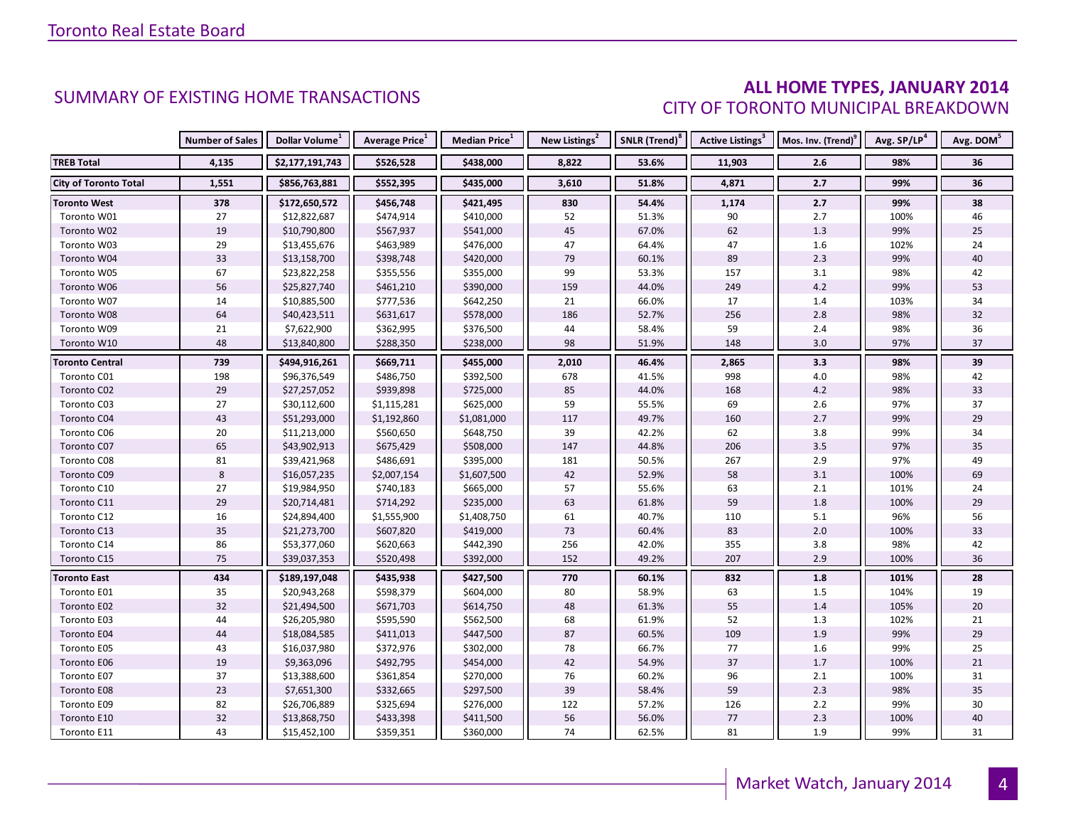## SUMMARY OF EXISTING HOME TRANSACTIONS

## ALL HOME TYPES, JANUARY 2014
### CITY OF TORONTO MUNICIPAL BREAKDOWN

| | Number of Sales | Dollar Volume[1] | Average Price[1] | Median Price[1] | New Listings[2] | SNLR (Trend)[8] | Active Listings[3] | Mos. Inv. (Trend)[9] | Avg. SP/LP[4] | Avg. DOM[5] |
|---|---|---|---|---|---|---|---|---|---|---|
| **TREB Total** | **4,135** | **$2,177,191,743** | **$526,528** | **$438,000** | **8,822** | **53.6%** | **11,903** | **2.6** | **98%** | **36** |
| **City of Toronto Total** | **1,551** | **$856,763,881** | **$552,395** | **$435,000** | **3,610** | **51.8%** | **4,871** | **2.7** | **99%** | **36** |
| **Toronto West** | **378** | **$172,650,572** | **$456,748** | **$421,495** | **830** | **54.4%** | **1,174** | **2.7** | **99%** | **38** |
| Toronto W01 | 27 | $12,822,687 | $474,914 | $410,000 | 52 | 51.3% | 90 | 2.7 | 100% | 46 |
| Toronto W02 | 19 | $10,790,800 | $567,937 | $541,000 | 45 | 67.0% | 62 | 1.3 | 99% | 25 |
| Toronto W03 | 29 | $13,455,676 | $463,989 | $476,000 | 47 | 64.4% | 47 | 1.6 | 102% | 24 |
| Toronto W04 | 33 | $13,158,700 | $398,748 | $420,000 | 79 | 60.1% | 89 | 2.3 | 99% | 40 |
| Toronto W05 | 67 | $23,822,258 | $355,556 | $355,000 | 99 | 53.3% | 157 | 3.1 | 98% | 42 |
| Toronto W06 | 56 | $25,827,740 | $461,210 | $390,000 | 159 | 44.0% | 249 | 4.2 | 99% | 53 |
| Toronto W07 | 14 | $10,885,500 | $777,536 | $642,250 | 21 | 66.0% | 17 | 1.4 | 103% | 34 |
| Toronto W08 | 64 | $40,423,511 | $631,617 | $578,000 | 186 | 52.7% | 256 | 2.8 | 98% | 32 |
| Toronto W09 | 21 | $7,622,900 | $362,995 | $376,500 | 44 | 58.4% | 59 | 2.4 | 98% | 36 |
| Toronto W10 | 48 | $13,840,800 | $288,350 | $238,000 | 98 | 51.9% | 148 | 3.0 | 97% | 37 |
| **Toronto Central** | **739** | **$494,916,261** | **$669,711** | **$455,000** | **2,010** | **46.4%** | **2,865** | **3.3** | **98%** | **39** |
| Toronto C01 | 198 | $96,376,549 | $486,750 | $392,500 | 678 | 41.5% | 998 | 4.0 | 98% | 42 |
| Toronto C02 | 29 | $27,257,052 | $939,898 | $725,000 | 85 | 44.0% | 168 | 4.2 | 98% | 33 |
| Toronto C03 | 27 | $30,112,600 | $1,115,281 | $625,000 | 59 | 55.5% | 69 | 2.6 | 97% | 37 |
| Toronto C04 | 43 | $51,293,000 | $1,192,860 | $1,081,000 | 117 | 49.7% | 160 | 2.7 | 99% | 29 |
| Toronto C06 | 20 | $11,213,000 | $560,650 | $648,750 | 39 | 42.2% | 62 | 3.8 | 99% | 34 |
| Toronto C07 | 65 | $43,902,913 | $675,429 | $508,000 | 147 | 44.8% | 206 | 3.5 | 97% | 35 |
| Toronto C08 | 81 | $39,421,968 | $486,691 | $395,000 | 181 | 50.5% | 267 | 2.9 | 97% | 49 |
| Toronto C09 | 8 | $16,057,235 | $2,007,154 | $1,607,500 | 42 | 52.9% | 58 | 3.1 | 100% | 69 |
| Toronto C10 | 27 | $19,984,950 | $740,183 | $665,000 | 57 | 55.6% | 63 | 2.1 | 101% | 24 |
| Toronto C11 | 29 | $20,714,481 | $714,292 | $235,000 | 63 | 61.8% | 59 | 1.8 | 100% | 29 |
| Toronto C12 | 16 | $24,894,400 | $1,555,900 | $1,408,750 | 61 | 40.7% | 110 | 5.1 | 96% | 56 |
| Toronto C13 | 35 | $21,273,700 | $607,820 | $419,000 | 73 | 60.4% | 83 | 2.0 | 100% | 33 |
| Toronto C14 | 86 | $53,377,060 | $620,663 | $442,390 | 256 | 42.0% | 355 | 3.8 | 98% | 42 |
| Toronto C15 | 75 | $39,037,353 | $520,498 | $392,000 | 152 | 49.2% | 207 | 2.9 | 100% | 36 |
| **Toronto East** | **434** | **$189,197,048** | **$435,938** | **$427,500** | **770** | **60.1%** | **832** | **1.8** | **101%** | **28** |
| Toronto E01 | 35 | $20,943,268 | $598,379 | $604,000 | 80 | 58.9% | 63 | 1.5 | 104% | 19 |
| Toronto E02 | 32 | $21,494,500 | $671,703 | $614,750 | 48 | 61.3% | 55 | 1.4 | 105% | 20 |
| Toronto E03 | 44 | $26,205,980 | $595,590 | $562,500 | 68 | 61.9% | 52 | 1.3 | 102% | 21 |
| Toronto E04 | 44 | $18,084,585 | $411,013 | $447,500 | 87 | 60.5% | 109 | 1.9 | 99% | 29 |
| Toronto E05 | 43 | $16,037,980 | $372,976 | $302,000 | 78 | 66.7% | 77 | 1.6 | 99% | 25 |
| Toronto E06 | 19 | $9,363,096 | $492,795 | $454,000 | 42 | 54.9% | 37 | 1.7 | 100% | 21 |
| Toronto E07 | 37 | $13,388,600 | $361,854 | $270,000 | 76 | 60.2% | 96 | 2.1 | 100% | 31 |
| Toronto E08 | 23 | $7,651,300 | $332,665 | $297,500 | 39 | 58.4% | 59 | 2.3 | 98% | 35 |
| Toronto E09 | 82 | $26,706,889 | $325,694 | $276,000 | 122 | 57.2% | 126 | 2.2 | 99% | 30 |
| Toronto E10 | 32 | $13,868,750 | $433,398 | $411,500 | 56 | 56.0% | 77 | 2.3 | 100% | 40 |
| Toronto E11 | 43 | $15,452,100 | $359,351 | $360,000 | 74 | 62.5% | 81 | 1.9 | 99% | 31 |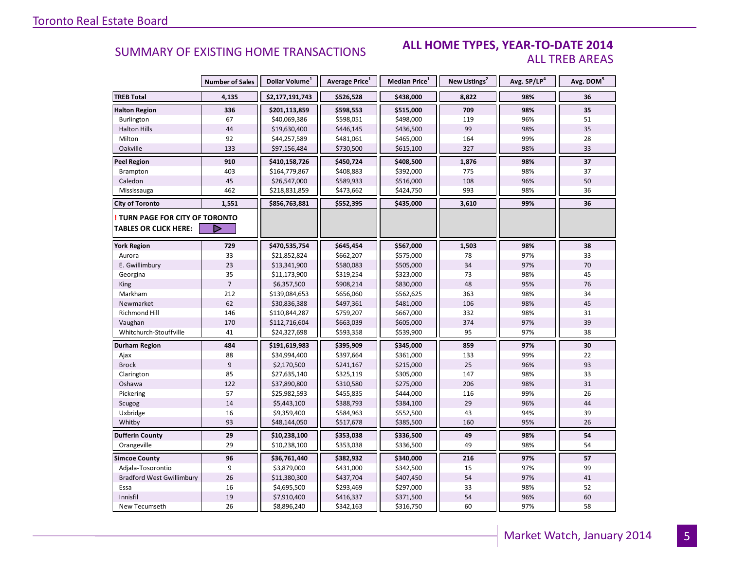## SUMMARY OF EXISTING HOME TRANSACTIONS

### ALL HOME TYPES, YEAR-TO-DATE 2014
### ALL TREB AREAS

| | Number of Sales | Dollar Volume[1] | Average Price[1] | Median Price[1] | New Listings[2] | Avg. SP/LP[4] | Avg. DOM[5] |
|---|---|---|---|---|---|---|---|
| **TREB Total** | **4,135** | **$2,177,191,743** | **$526,528** | **$438,000** | **8,822** | **98%** | **36** |
| **Halton Region** | **336** | **$201,113,859** | **$598,553** | **$515,000** | **709** | **98%** | **35** |
| Burlington | 67 | $40,069,386 | $598,051 | $498,000 | 119 | 96% | 51 |
| Halton Hills | 44 | $19,630,400 | $446,145 | $436,500 | 99 | 98% | 35 |
| Milton | 92 | $44,257,589 | $481,061 | $465,000 | 164 | 99% | 28 |
| Oakville | 133 | $97,156,484 | $730,500 | $615,100 | 327 | 98% | 33 |
| **Peel Region** | **910** | **$410,158,726** | **$450,724** | **$408,500** | **1,876** | **98%** | **37** |
| Brampton | 403 | $164,779,867 | $408,883 | $392,000 | 775 | 98% | 37 |
| Caledon | 45 | $26,547,000 | $589,933 | $516,000 | 108 | 96% | 50 |
| Mississauga | 462 | $218,831,859 | $473,662 | $424,750 | 993 | 98% | 36 |
| **City of Toronto** | **1,551** | **$856,763,881** | **$552,395** | **$435,000** | **3,610** | **99%** | **36** |
| **! TURN PAGE FOR CITY OF TORONTO TABLES OR CLICK HERE:** | | | | | | | |
| **York Region** | **729** | **$470,535,754** | **$645,454** | **$567,000** | **1,503** | **98%** | **38** |
| Aurora | 33 | $21,852,824 | $662,207 | $575,000 | 78 | 97% | 33 |
| E. Gwillimbury | 23 | $13,341,900 | $580,083 | $505,000 | 34 | 97% | 70 |
| Georgina | 35 | $11,173,900 | $319,254 | $323,000 | 73 | 98% | 45 |
| King | 7 | $6,357,500 | $908,214 | $830,000 | 48 | 95% | 76 |
| Markham | 212 | $139,084,653 | $656,060 | $562,625 | 363 | 98% | 34 |
| Newmarket | 62 | $30,836,388 | $497,361 | $481,000 | 106 | 98% | 45 |
| Richmond Hill | 146 | $110,844,287 | $759,207 | $667,000 | 332 | 98% | 31 |
| Vaughan | 170 | $112,716,604 | $663,039 | $605,000 | 374 | 97% | 39 |
| Whitchurch-Stouffville | 41 | $24,327,698 | $593,358 | $539,900 | 95 | 97% | 38 |
| **Durham Region** | **484** | **$191,619,983** | **$395,909** | **$345,000** | **859** | **97%** | **30** |
| Ajax | 88 | $34,994,400 | $397,664 | $361,000 | 133 | 99% | 22 |
| Brock | 9 | $2,170,500 | $241,167 | $215,000 | 25 | 96% | 93 |
| Clarington | 85 | $27,635,140 | $325,119 | $305,000 | 147 | 98% | 33 |
| Oshawa | 122 | $37,890,800 | $310,580 | $275,000 | 206 | 98% | 31 |
| Pickering | 57 | $25,982,593 | $455,835 | $444,000 | 116 | 99% | 26 |
| Scugog | 14 | $5,443,100 | $388,793 | $384,100 | 29 | 96% | 44 |
| Uxbridge | 16 | $9,359,400 | $584,963 | $552,500 | 43 | 94% | 39 |
| Whitby | 93 | $48,144,050 | $517,678 | $385,500 | 160 | 95% | 26 |
| **Dufferin County** | **29** | **$10,238,100** | **$353,038** | **$336,500** | **49** | **98%** | **54** |
| Orangeville | 29 | $10,238,100 | $353,038 | $336,500 | 49 | 98% | 54 |
| **Simcoe County** | **96** | **$36,761,440** | **$382,932** | **$340,000** | **216** | **97%** | **57** |
| Adjala-Tosorontio | 9 | $3,879,000 | $431,000 | $342,500 | 15 | 97% | 99 |
| Bradford West Gwillimbury | 26 | $11,380,300 | $437,704 | $407,450 | 54 | 97% | 41 |
| Essa | 16 | $4,695,500 | $293,469 | $297,000 | 33 | 98% | 52 |
| Innisfil | 19 | $7,910,400 | $416,337 | $371,500 | 54 | 96% | 60 |
| New Tecumseth | 26 | $8,896,240 | $342,163 | $316,750 | 60 | 97% | 58 |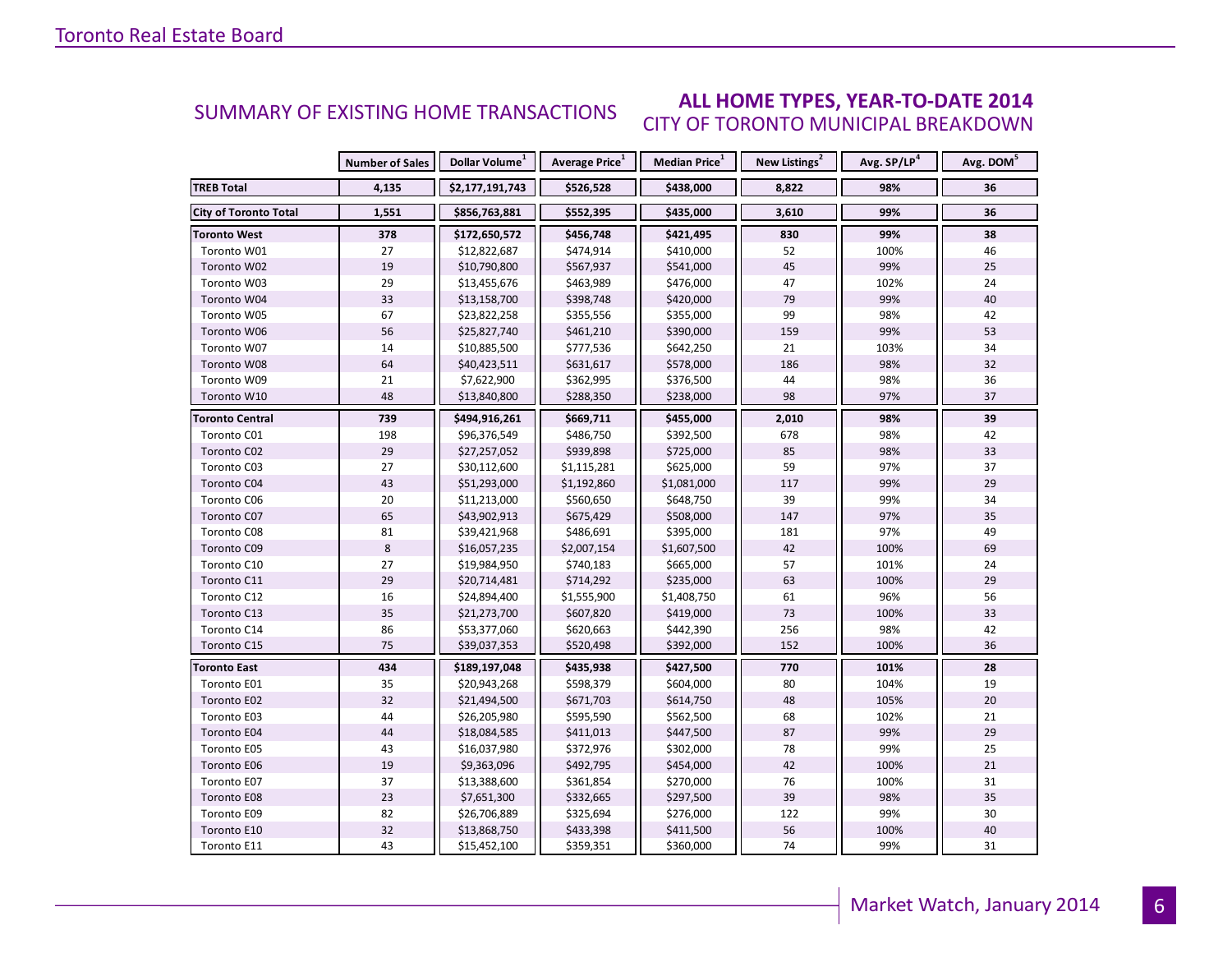## SUMMARY OF EXISTING HOME TRANSACTIONS

### ALL HOME TYPES, YEAR-TO-DATE 2014
### CITY OF TORONTO MUNICIPAL BREAKDOWN

| | Number of Sales | Dollar Volume[1] | Average Price[1] | Median Price[1] | New Listings[2] | Avg. SP/LP[4] | Avg. DOM[5] |
|---|---|---|---|---|---|---|---|
| **TREB Total** | **4,135** | **$2,177,191,743** | **$526,528** | **$438,000** | **8,822** | **98%** | **36** |
| **City of Toronto Total** | **1,551** | **$856,763,881** | **$552,395** | **$435,000** | **3,610** | **99%** | **36** |
| **Toronto West** | **378** | **$172,650,572** | **$456,748** | **$421,495** | **830** | **99%** | **38** |
| Toronto W01 | 27 | $12,822,687 | $474,914 | $410,000 | 52 | 100% | 46 |
| Toronto W02 | 19 | $10,790,800 | $567,937 | $541,000 | 45 | 99% | 25 |
| Toronto W03 | 29 | $13,455,676 | $463,989 | $476,000 | 47 | 102% | 24 |
| Toronto W04 | 33 | $13,158,700 | $398,748 | $420,000 | 79 | 99% | 40 |
| Toronto W05 | 67 | $23,822,258 | $355,556 | $355,000 | 99 | 98% | 42 |
| Toronto W06 | 56 | $25,827,740 | $461,210 | $390,000 | 159 | 99% | 53 |
| Toronto W07 | 14 | $10,885,500 | $777,536 | $642,250 | 21 | 103% | 34 |
| Toronto W08 | 64 | $40,423,511 | $631,617 | $578,000 | 186 | 98% | 32 |
| Toronto W09 | 21 | $7,622,900 | $362,995 | $376,500 | 44 | 98% | 36 |
| Toronto W10 | 48 | $13,840,800 | $288,350 | $238,000 | 98 | 97% | 37 |
| **Toronto Central** | **739** | **$494,916,261** | **$669,711** | **$455,000** | **2,010** | **98%** | **39** |
| Toronto C01 | 198 | $96,376,549 | $486,750 | $392,500 | 678 | 98% | 42 |
| Toronto C02 | 29 | $27,257,052 | $939,898 | $725,000 | 85 | 98% | 33 |
| Toronto C03 | 27 | $30,112,600 | $1,115,281 | $625,000 | 59 | 97% | 37 |
| Toronto C04 | 43 | $51,293,000 | $1,192,860 | $1,081,000 | 117 | 99% | 29 |
| Toronto C06 | 20 | $11,213,000 | $560,650 | $648,750 | 39 | 99% | 34 |
| Toronto C07 | 65 | $43,902,913 | $675,429 | $508,000 | 147 | 97% | 35 |
| Toronto C08 | 81 | $39,421,968 | $486,691 | $395,000 | 181 | 97% | 49 |
| Toronto C09 | 8 | $16,057,235 | $2,007,154 | $1,607,500 | 42 | 100% | 69 |
| Toronto C10 | 27 | $19,984,950 | $740,183 | $665,000 | 57 | 101% | 24 |
| Toronto C11 | 29 | $20,714,481 | $714,292 | $235,000 | 63 | 100% | 29 |
| Toronto C12 | 16 | $24,894,400 | $1,555,900 | $1,408,750 | 61 | 96% | 56 |
| Toronto C13 | 35 | $21,273,700 | $607,820 | $419,000 | 73 | 100% | 33 |
| Toronto C14 | 86 | $53,377,060 | $620,663 | $442,390 | 256 | 98% | 42 |
| Toronto C15 | 75 | $39,037,353 | $520,498 | $392,000 | 152 | 100% | 36 |
| **Toronto East** | **434** | **$189,197,048** | **$435,938** | **$427,500** | **770** | **101%** | **28** |
| Toronto E01 | 35 | $20,943,268 | $598,379 | $604,000 | 80 | 104% | 19 |
| Toronto E02 | 32 | $21,494,500 | $671,703 | $614,750 | 48 | 105% | 20 |
| Toronto E03 | 44 | $26,205,980 | $595,590 | $562,500 | 68 | 102% | 21 |
| Toronto E04 | 44 | $18,084,585 | $411,013 | $447,500 | 87 | 99% | 29 |
| Toronto E05 | 43 | $16,037,980 | $372,976 | $302,000 | 78 | 99% | 25 |
| Toronto E06 | 19 | $9,363,096 | $492,795 | $454,000 | 42 | 100% | 21 |
| Toronto E07 | 37 | $13,388,600 | $361,854 | $270,000 | 76 | 100% | 31 |
| Toronto E08 | 23 | $7,651,300 | $332,665 | $297,500 | 39 | 98% | 35 |
| Toronto E09 | 82 | $26,706,889 | $325,694 | $276,000 | 122 | 99% | 30 |
| Toronto E10 | 32 | $13,868,750 | $433,398 | $411,500 | 56 | 100% | 40 |
| Toronto E11 | 43 | $15,452,100 | $359,351 | $360,000 | 74 | 99% | 31 |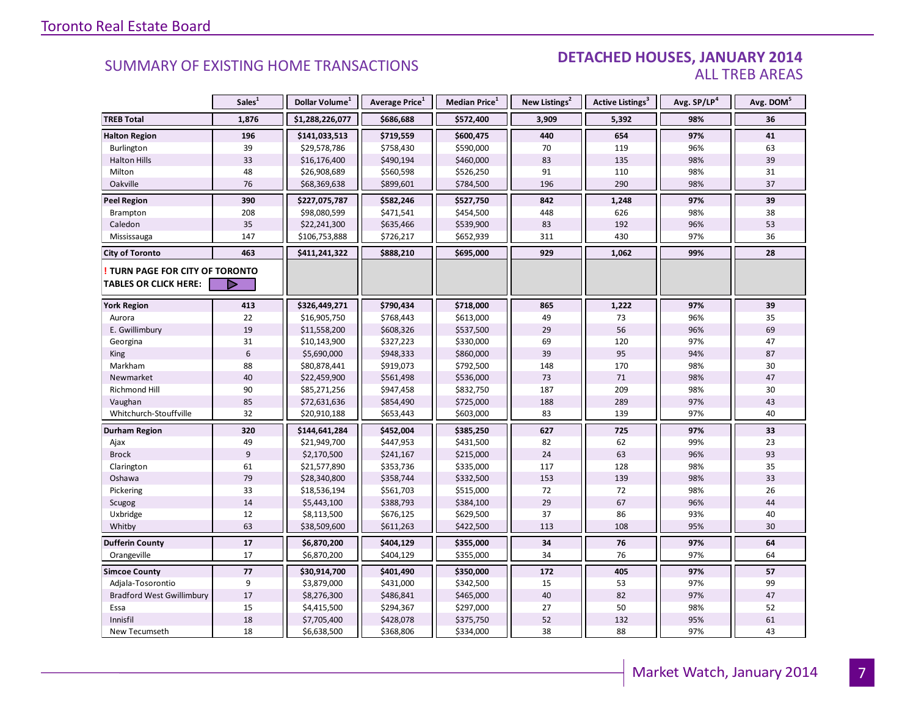## SUMMARY OF EXISTING HOME TRANSACTIONS

## DETACHED HOUSES, JANUARY 2014
ALL TREB AREAS

| | Sales[1] | Dollar Volume[1] | Average Price[1] | Median Price[1] | New Listings[2] | Active Listings[3] | Avg. SP/LP[4] | Avg. DOM[5] |
|---|---|---|---|---|---|---|---|---|
| **TREB Total** | **1,876** | **$1,288,226,077** | **$686,688** | **$572,400** | **3,909** | **5,392** | **98%** | **36** |
| **Halton Region** | **196** | **$141,033,513** | **$719,559** | **$600,475** | **440** | **654** | **97%** | **41** |
| Burlington | 39 | $29,578,786 | $758,430 | $590,000 | 70 | 119 | 96% | 63 |
| Halton Hills | 33 | $16,176,400 | $490,194 | $460,000 | 83 | 135 | 98% | 39 |
| Milton | 48 | $26,908,689 | $560,598 | $526,250 | 91 | 110 | 98% | 31 |
| Oakville | 76 | $68,369,638 | $899,601 | $784,500 | 196 | 290 | 98% | 37 |
| **Peel Region** | **390** | **$227,075,787** | **$582,246** | **$527,750** | **842** | **1,248** | **97%** | **39** |
| Brampton | 208 | $98,080,599 | $471,541 | $454,500 | 448 | 626 | 98% | 38 |
| Caledon | 35 | $22,241,300 | $635,466 | $539,900 | 83 | 192 | 96% | 53 |
| Mississauga | 147 | $106,753,888 | $726,217 | $652,939 | 311 | 430 | 97% | 36 |
| **City of Toronto** | **463** | **$411,241,322** | **$888,210** | **$695,000** | **929** | **1,062** | **99%** | **28** |
| **! TURN PAGE FOR CITY OF TORONTO TABLES OR CLICK HERE:** | | | | | | | | |
| **York Region** | **413** | **$326,449,271** | **$790,434** | **$718,000** | **865** | **1,222** | **97%** | **39** |
| Aurora | 22 | $16,905,750 | $768,443 | $613,000 | 49 | 73 | 96% | 35 |
| E. Gwillimbury | 19 | $11,558,200 | $608,326 | $537,500 | 29 | 56 | 96% | 69 |
| Georgina | 31 | $10,143,900 | $327,223 | $330,000 | 69 | 120 | 97% | 47 |
| King | 6 | $5,690,000 | $948,333 | $860,000 | 39 | 95 | 94% | 87 |
| Markham | 88 | $80,878,441 | $919,073 | $792,500 | 148 | 170 | 98% | 30 |
| Newmarket | 40 | $22,459,900 | $561,498 | $536,000 | 73 | 71 | 98% | 47 |
| Richmond Hill | 90 | $85,271,256 | $947,458 | $832,750 | 187 | 209 | 98% | 30 |
| Vaughan | 85 | $72,631,636 | $854,490 | $725,000 | 188 | 289 | 97% | 43 |
| Whitchurch-Stouffville | 32 | $20,910,188 | $653,443 | $603,000 | 83 | 139 | 97% | 40 |
| **Durham Region** | **320** | **$144,641,284** | **$452,004** | **$385,250** | **627** | **725** | **97%** | **33** |
| Ajax | 49 | $21,949,700 | $447,953 | $431,500 | 82 | 62 | 99% | 23 |
| Brock | 9 | $2,170,500 | $241,167 | $215,000 | 24 | 63 | 96% | 93 |
| Clarington | 61 | $21,577,890 | $353,736 | $335,000 | 117 | 128 | 98% | 35 |
| Oshawa | 79 | $28,340,800 | $358,744 | $332,500 | 153 | 139 | 98% | 33 |
| Pickering | 33 | $18,536,194 | $561,703 | $515,000 | 72 | 72 | 98% | 26 |
| Scugog | 14 | $5,443,100 | $388,793 | $384,100 | 29 | 67 | 96% | 44 |
| Uxbridge | 12 | $8,113,500 | $676,125 | $629,500 | 37 | 86 | 93% | 40 |
| Whitby | 63 | $38,509,600 | $611,263 | $422,500 | 113 | 108 | 95% | 30 |
| **Dufferin County** | **17** | **$6,870,200** | **$404,129** | **$355,000** | **34** | **76** | **97%** | **64** |
| Orangeville | 17 | $6,870,200 | $404,129 | $355,000 | 34 | 76 | 97% | 64 |
| **Simcoe County** | **77** | **$30,914,700** | **$401,490** | **$350,000** | **172** | **405** | **97%** | **57** |
| Adjala-Tosorontio | 9 | $3,879,000 | $431,000 | $342,500 | 15 | 53 | 97% | 99 |
| Bradford West Gwillimbury | 17 | $8,276,300 | $486,841 | $465,000 | 40 | 82 | 97% | 47 |
| Essa | 15 | $4,415,500 | $294,367 | $297,000 | 27 | 50 | 98% | 52 |
| Innisfil | 18 | $7,705,400 | $428,078 | $375,750 | 52 | 132 | 95% | 61 |
| New Tecumseth | 18 | $6,638,500 | $368,806 | $334,000 | 38 | 88 | 97% | 43 |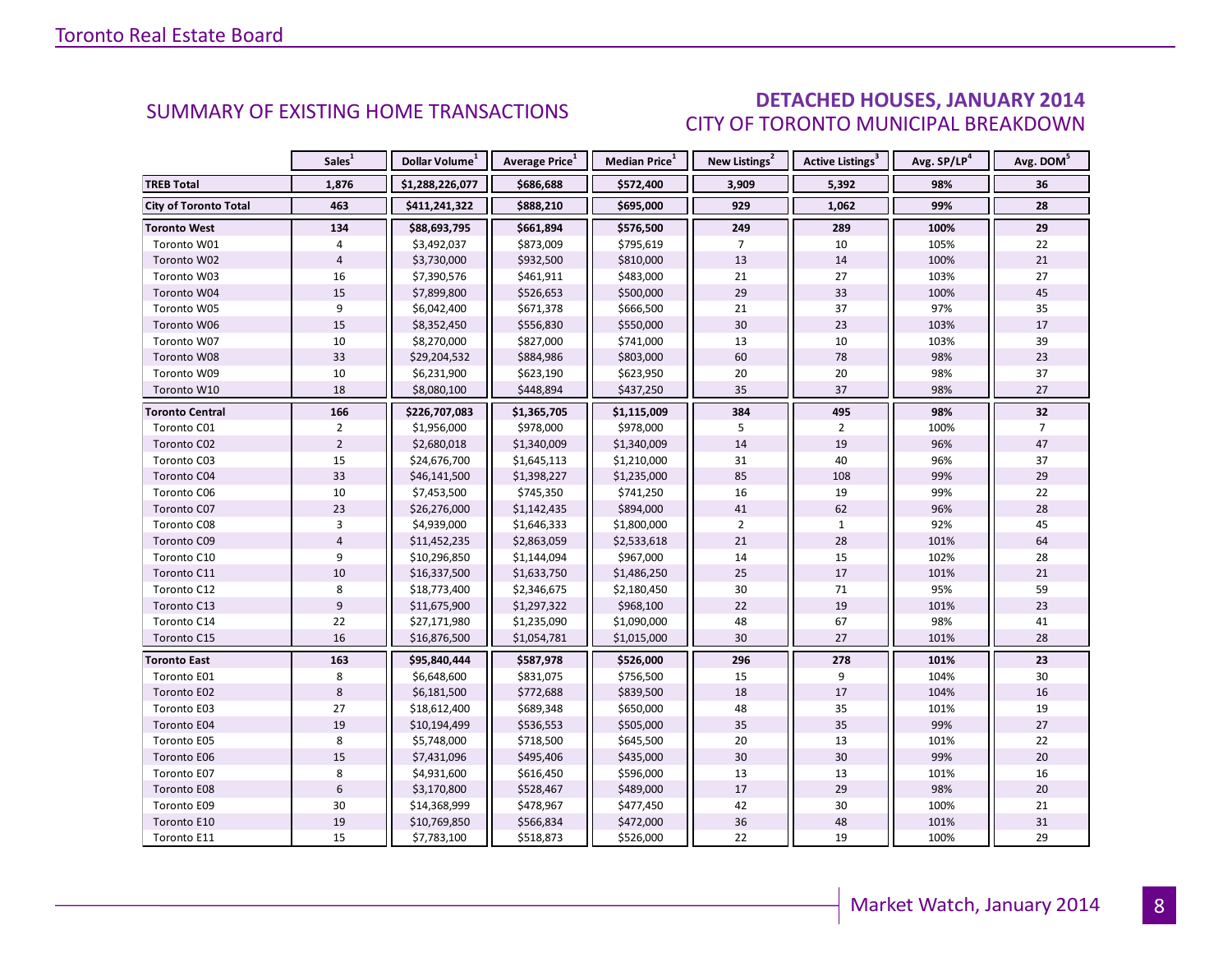## SUMMARY OF EXISTING HOME TRANSACTIONS

## DETACHED HOUSES, JANUARY 2014
### CITY OF TORONTO MUNICIPAL BREAKDOWN

| | Sales[1] | Dollar Volume[1] | Average Price[1] | Median Price[1] | New Listings[2] | Active Listings[3] | Avg. SP/LP[4] | Avg. DOM[5] |
|---|---|---|---|---|---|---|---|---|
| **TREB Total** | **1,876** | **$1,288,226,077** | **$686,688** | **$572,400** | **3,909** | **5,392** | **98%** | **36** |
| **City of Toronto Total** | **463** | **$411,241,322** | **$888,210** | **$695,000** | **929** | **1,062** | **99%** | **28** |
| **Toronto West** | **134** | **$88,693,795** | **$661,894** | **$576,500** | **249** | **289** | **100%** | **29** |
| Toronto W01 | 4 | $3,492,037 | $873,009 | $795,619 | 7 | 10 | 105% | 22 |
| Toronto W02 | 4 | $3,730,000 | $932,500 | $810,000 | 13 | 14 | 100% | 21 |
| Toronto W03 | 16 | $7,390,576 | $461,911 | $483,000 | 21 | 27 | 103% | 27 |
| Toronto W04 | 15 | $7,899,800 | $526,653 | $500,000 | 29 | 33 | 100% | 45 |
| Toronto W05 | 9 | $6,042,400 | $671,378 | $666,500 | 21 | 37 | 97% | 35 |
| Toronto W06 | 15 | $8,352,450 | $556,830 | $550,000 | 30 | 23 | 103% | 17 |
| Toronto W07 | 10 | $8,270,000 | $827,000 | $741,000 | 13 | 10 | 103% | 39 |
| Toronto W08 | 33 | $29,204,532 | $884,986 | $803,000 | 60 | 78 | 98% | 23 |
| Toronto W09 | 10 | $6,231,900 | $623,190 | $623,950 | 20 | 20 | 98% | 37 |
| Toronto W10 | 18 | $8,080,100 | $448,894 | $437,250 | 35 | 37 | 98% | 27 |
| **Toronto Central** | **166** | **$226,707,083** | **$1,365,705** | **$1,115,009** | **384** | **495** | **98%** | **32** |
| Toronto C01 | 2 | $1,956,000 | $978,000 | $978,000 | 5 | 2 | 100% | 7 |
| Toronto C02 | 2 | $2,680,018 | $1,340,009 | $1,340,009 | 14 | 19 | 96% | 47 |
| Toronto C03 | 15 | $24,676,700 | $1,645,113 | $1,210,000 | 31 | 40 | 96% | 37 |
| Toronto C04 | 33 | $46,141,500 | $1,398,227 | $1,235,000 | 85 | 108 | 99% | 29 |
| Toronto C06 | 10 | $7,453,500 | $745,350 | $741,250 | 16 | 19 | 99% | 22 |
| Toronto C07 | 23 | $26,276,000 | $1,142,435 | $894,000 | 41 | 62 | 96% | 28 |
| Toronto C08 | 3 | $4,939,000 | $1,646,333 | $1,800,000 | 2 | 1 | 92% | 45 |
| Toronto C09 | 4 | $11,452,235 | $2,863,059 | $2,533,618 | 21 | 28 | 101% | 64 |
| Toronto C10 | 9 | $10,296,850 | $1,144,094 | $967,000 | 14 | 15 | 102% | 28 |
| Toronto C11 | 10 | $16,337,500 | $1,633,750 | $1,486,250 | 25 | 17 | 101% | 21 |
| Toronto C12 | 8 | $18,773,400 | $2,346,675 | $2,180,450 | 30 | 71 | 95% | 59 |
| Toronto C13 | 9 | $11,675,900 | $1,297,322 | $968,100 | 22 | 19 | 101% | 23 |
| Toronto C14 | 22 | $27,171,980 | $1,235,090 | $1,090,000 | 48 | 67 | 98% | 41 |
| Toronto C15 | 16 | $16,876,500 | $1,054,781 | $1,015,000 | 30 | 27 | 101% | 28 |
| **Toronto East** | **163** | **$95,840,444** | **$587,978** | **$526,000** | **296** | **278** | **101%** | **23** |
| Toronto E01 | 8 | $6,648,600 | $831,075 | $756,500 | 15 | 9 | 104% | 30 |
| Toronto E02 | 8 | $6,181,500 | $772,688 | $839,500 | 18 | 17 | 104% | 16 |
| Toronto E03 | 27 | $18,612,400 | $689,348 | $650,000 | 48 | 35 | 101% | 19 |
| Toronto E04 | 19 | $10,194,499 | $536,553 | $505,000 | 35 | 35 | 99% | 27 |
| Toronto E05 | 8 | $5,748,000 | $718,500 | $645,500 | 20 | 13 | 101% | 22 |
| Toronto E06 | 15 | $7,431,096 | $495,406 | $435,000 | 30 | 30 | 99% | 20 |
| Toronto E07 | 8 | $4,931,600 | $616,450 | $596,000 | 13 | 13 | 101% | 16 |
| Toronto E08 | 6 | $3,170,800 | $528,467 | $489,000 | 17 | 29 | 98% | 20 |
| Toronto E09 | 30 | $14,368,999 | $478,967 | $477,450 | 42 | 30 | 100% | 21 |
| Toronto E10 | 19 | $10,769,850 | $566,834 | $472,000 | 36 | 48 | 101% | 31 |
| Toronto E11 | 15 | $7,783,100 | $518,873 | $526,000 | 22 | 19 | 100% | 29 |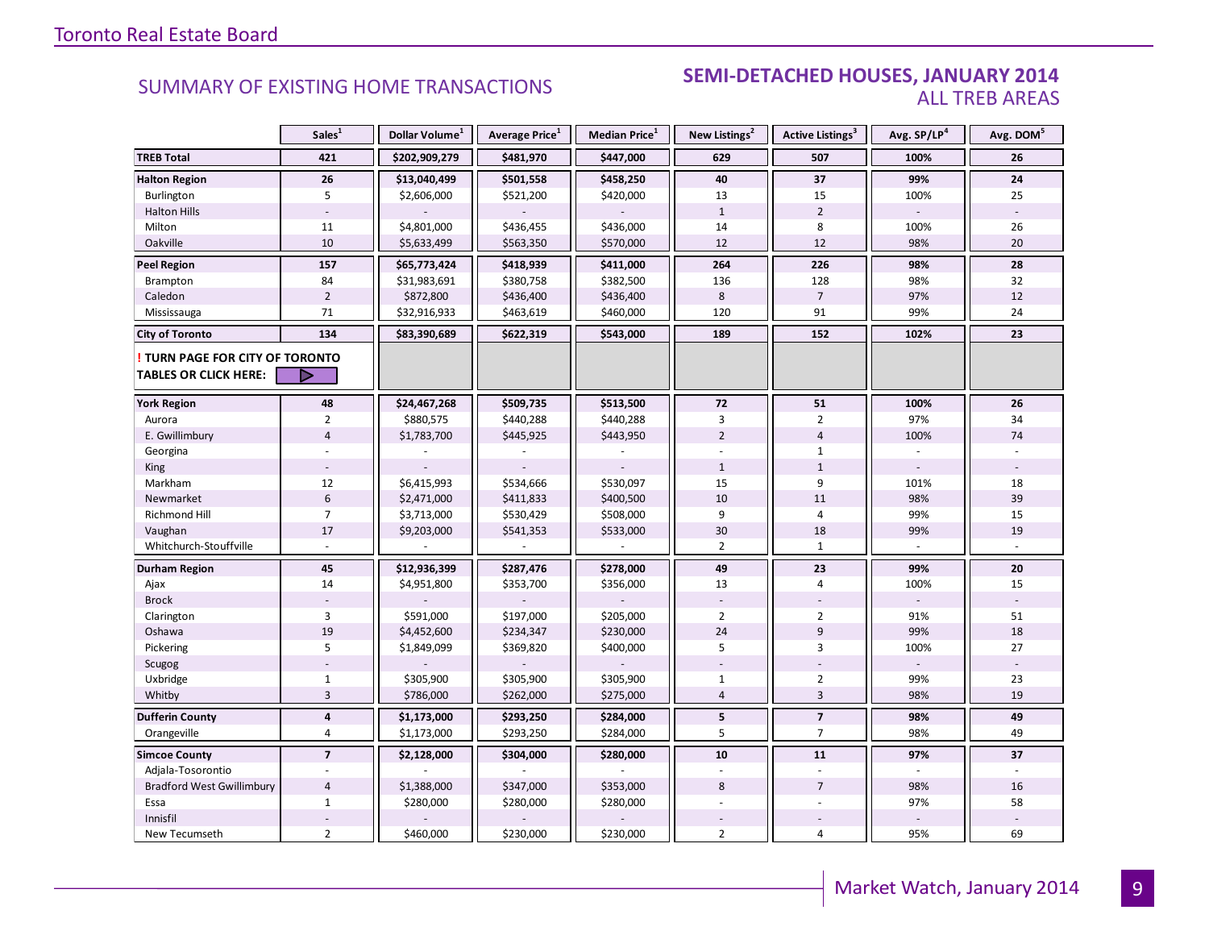## SUMMARY OF EXISTING HOME TRANSACTIONS

## SEMI-DETACHED HOUSES, JANUARY 2014
### ALL TREB AREAS

| | Sales[1] | Dollar Volume[1] | Average Price[1] | Median Price[1] | New Listings[2] | Active Listings[3] | Avg. SP/LP[4] | Avg. DOM[5] |
|---|---|---|---|---|---|---|---|---|
| **TREB Total** | **421** | **$202,909,279** | **$481,970** | **$447,000** | **629** | **507** | **100%** | **26** |
| **Halton Region** | **26** | **$13,040,499** | **$501,558** | **$458,250** | **40** | **37** | **99%** | **24** |
| Burlington | 5 | $2,606,000 | $521,200 | $420,000 | 13 | 15 | 100% | 25 |
| Halton Hills | - | - | - | - | 1 | 2 | - | - |
| Milton | 11 | $4,801,000 | $436,455 | $436,000 | 14 | 8 | 100% | 26 |
| Oakville | 10 | $5,633,499 | $563,350 | $570,000 | 12 | 12 | 98% | 20 |
| **Peel Region** | **157** | **$65,773,424** | **$418,939** | **$411,000** | **264** | **226** | **98%** | **28** |
| Brampton | 84 | $31,983,691 | $380,758 | $382,500 | 136 | 128 | 98% | 32 |
| Caledon | 2 | $872,800 | $436,400 | $436,400 | 8 | 7 | 97% | 12 |
| Mississauga | 71 | $32,916,933 | $463,619 | $460,000 | 120 | 91 | 99% | 24 |
| **City of Toronto** | **134** | **$83,390,689** | **$622,319** | **$543,000** | **189** | **152** | **102%** | **23** |
| **! TURN PAGE FOR CITY OF TORONTO TABLES OR CLICK HERE:** | | | | | | | | |
| **York Region** | **48** | **$24,467,268** | **$509,735** | **$513,500** | **72** | **51** | **100%** | **26** |
| Aurora | 2 | $880,575 | $440,288 | $440,288 | 3 | 2 | 97% | 34 |
| E. Gwillimbury | 4 | $1,783,700 | $445,925 | $443,950 | 2 | 4 | 100% | 74 |
| Georgina | - | - | - | - | - | 1 | - | - |
| King | - | - | - | - | 1 | 1 | - | - |
| Markham | 12 | $6,415,993 | $534,666 | $530,097 | 15 | 9 | 101% | 18 |
| Newmarket | 6 | $2,471,000 | $411,833 | $400,500 | 10 | 11 | 98% | 39 |
| Richmond Hill | 7 | $3,713,000 | $530,429 | $508,000 | 9 | 4 | 99% | 15 |
| Vaughan | 17 | $9,203,000 | $541,353 | $533,000 | 30 | 18 | 99% | 19 |
| Whitchurch-Stouffville | - | - | - | - | 2 | 1 | - | - |
| **Durham Region** | **45** | **$12,936,399** | **$287,476** | **$278,000** | **49** | **23** | **99%** | **20** |
| Ajax | 14 | $4,951,800 | $353,700 | $356,000 | 13 | 4 | 100% | 15 |
| Brock | - | - | - | - | - | - | - | - |
| Clarington | 3 | $591,000 | $197,000 | $205,000 | 2 | 2 | 91% | 51 |
| Oshawa | 19 | $4,452,600 | $234,347 | $230,000 | 24 | 9 | 99% | 18 |
| Pickering | 5 | $1,849,099 | $369,820 | $400,000 | 5 | 3 | 100% | 27 |
| Scugog | - | - | - | - | - | - | - | - |
| Uxbridge | 1 | $305,900 | $305,900 | $305,900 | 1 | 2 | 99% | 23 |
| Whitby | 3 | $786,000 | $262,000 | $275,000 | 4 | 3 | 98% | 19 |
| **Dufferin County** | **4** | **$1,173,000** | **$293,250** | **$284,000** | **5** | **7** | **98%** | **49** |
| Orangeville | 4 | $1,173,000 | $293,250 | $284,000 | 5 | 7 | 98% | 49 |
| **Simcoe County** | **7** | **$2,128,000** | **$304,000** | **$280,000** | **10** | **11** | **97%** | **37** |
| Adjala-Tosorontio | - | - | - | - | - | - | - | - |
| Bradford West Gwillimbury | 4 | $1,388,000 | $347,000 | $353,000 | 8 | 7 | 98% | 16 |
| Essa | 1 | $280,000 | $280,000 | $280,000 | - | - | 97% | 58 |
| Innisfil | - | - | - | - | - | - | - | - |
| New Tecumseth | 2 | $460,000 | $230,000 | $230,000 | 2 | 4 | 95% | 69 |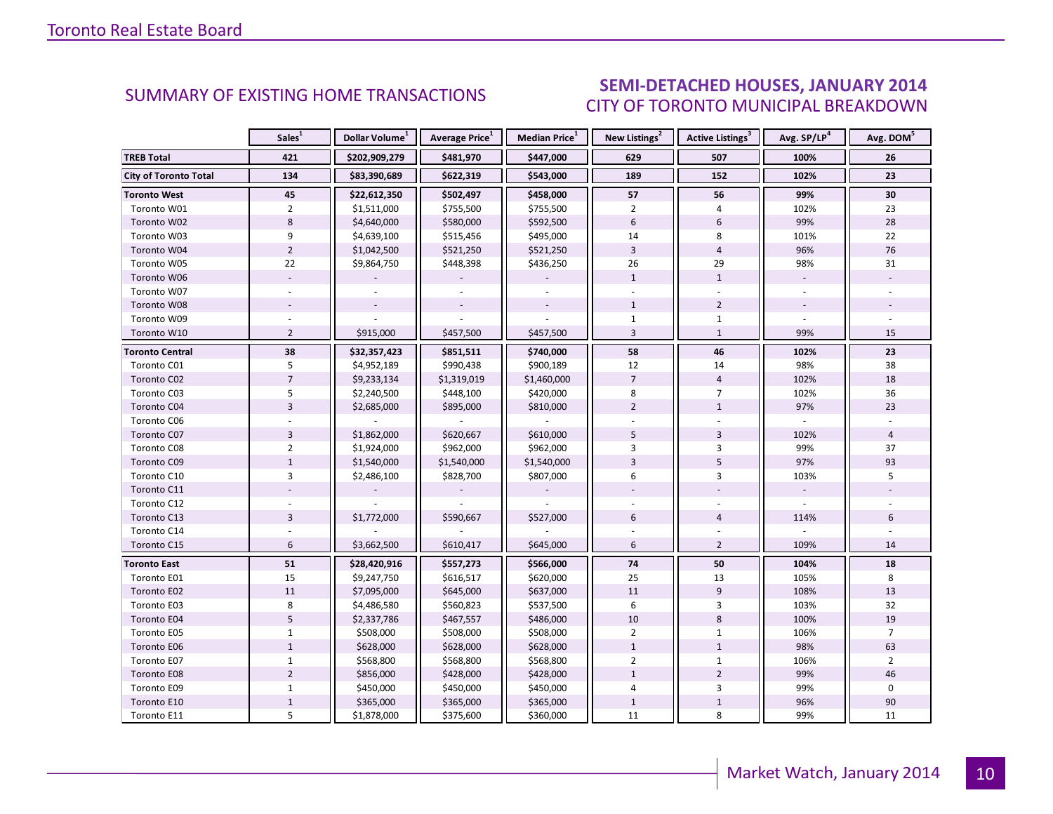## SUMMARY OF EXISTING HOME TRANSACTIONS

## SEMI-DETACHED HOUSES, JANUARY 2014
### CITY OF TORONTO MUNICIPAL BREAKDOWN

| | Sales[1] | Dollar Volume[1] | Average Price[1] | Median Price[1] | New Listings[2] | Active Listings[3] | Avg. SP/LP[4] | Avg. DOM[5] |
|---|---|---|---|---|---|---|---|---|
| **TREB Total** | **421** | **$202,909,279** | **$481,970** | **$447,000** | **629** | **507** | **100%** | **26** |
| **City of Toronto Total** | **134** | **$83,390,689** | **$622,319** | **$543,000** | **189** | **152** | **102%** | **23** |
| **Toronto West** | **45** | **$22,612,350** | **$502,497** | **$458,000** | **57** | **56** | **99%** | **30** |
| Toronto W01 | 2 | $1,511,000 | $755,500 | $755,500 | 2 | 4 | 102% | 23 |
| Toronto W02 | 8 | $4,640,000 | $580,000 | $592,500 | 6 | 6 | 99% | 28 |
| Toronto W03 | 9 | $4,639,100 | $515,456 | $495,000 | 14 | 8 | 101% | 22 |
| Toronto W04 | 2 | $1,042,500 | $521,250 | $521,250 | 3 | 4 | 96% | 76 |
| Toronto W05 | 22 | $9,864,750 | $448,398 | $436,250 | 26 | 29 | 98% | 31 |
| Toronto W06 | - | - | - | - | 1 | 1 | - | - |
| Toronto W07 | - | - | - | - | - | - | - | - |
| Toronto W08 | - | - | - | - | 1 | 2 | - | - |
| Toronto W09 | - | - | - | - | 1 | 1 | - | - |
| Toronto W10 | 2 | $915,000 | $457,500 | $457,500 | 3 | 1 | 99% | 15 |
| **Toronto Central** | **38** | **$32,357,423** | **$851,511** | **$740,000** | **58** | **46** | **102%** | **23** |
| Toronto C01 | 5 | $4,952,189 | $990,438 | $900,189 | 12 | 14 | 98% | 38 |
| Toronto C02 | 7 | $9,233,134 | $1,319,019 | $1,460,000 | 7 | 4 | 102% | 18 |
| Toronto C03 | 5 | $2,240,500 | $448,100 | $420,000 | 8 | 7 | 102% | 36 |
| Toronto C04 | 3 | $2,685,000 | $895,000 | $810,000 | 2 | 1 | 97% | 23 |
| Toronto C06 | - | - | - | - | - | - | - | - |
| Toronto C07 | 3 | $1,862,000 | $620,667 | $610,000 | 5 | 3 | 102% | 4 |
| Toronto C08 | 2 | $1,924,000 | $962,000 | $962,000 | 3 | 3 | 99% | 37 |
| Toronto C09 | 1 | $1,540,000 | $1,540,000 | $1,540,000 | 3 | 5 | 97% | 93 |
| Toronto C10 | 3 | $2,486,100 | $828,700 | $807,000 | 6 | 3 | 103% | 5 |
| Toronto C11 | - | - | - | - | - | - | - | - |
| Toronto C12 | - | - | - | - | - | - | - | - |
| Toronto C13 | 3 | $1,772,000 | $590,667 | $527,000 | 6 | 4 | 114% | 6 |
| Toronto C14 | - | - | - | - | - | - | - | - |
| Toronto C15 | 6 | $3,662,500 | $610,417 | $645,000 | 6 | 2 | 109% | 14 |
| **Toronto East** | **51** | **$28,420,916** | **$557,273** | **$566,000** | **74** | **50** | **104%** | **18** |
| Toronto E01 | 15 | $9,247,750 | $616,517 | $620,000 | 25 | 13 | 105% | 8 |
| Toronto E02 | 11 | $7,095,000 | $645,000 | $637,000 | 11 | 9 | 108% | 13 |
| Toronto E03 | 8 | $4,486,580 | $560,823 | $537,500 | 6 | 3 | 103% | 32 |
| Toronto E04 | 5 | $2,337,786 | $467,557 | $486,000 | 10 | 8 | 100% | 19 |
| Toronto E05 | 1 | $508,000 | $508,000 | $508,000 | 2 | 1 | 106% | 7 |
| Toronto E06 | 1 | $628,000 | $628,000 | $628,000 | 1 | 1 | 98% | 63 |
| Toronto E07 | 1 | $568,800 | $568,800 | $568,800 | 2 | 1 | 106% | 2 |
| Toronto E08 | 2 | $856,000 | $428,000 | $428,000 | 1 | 2 | 99% | 46 |
| Toronto E09 | 1 | $450,000 | $450,000 | $450,000 | 4 | 3 | 99% | 0 |
| Toronto E10 | 1 | $365,000 | $365,000 | $365,000 | 1 | 1 | 96% | 90 |
| Toronto E11 | 5 | $1,878,000 | $375,600 | $360,000 | 11 | 8 | 99% | 11 |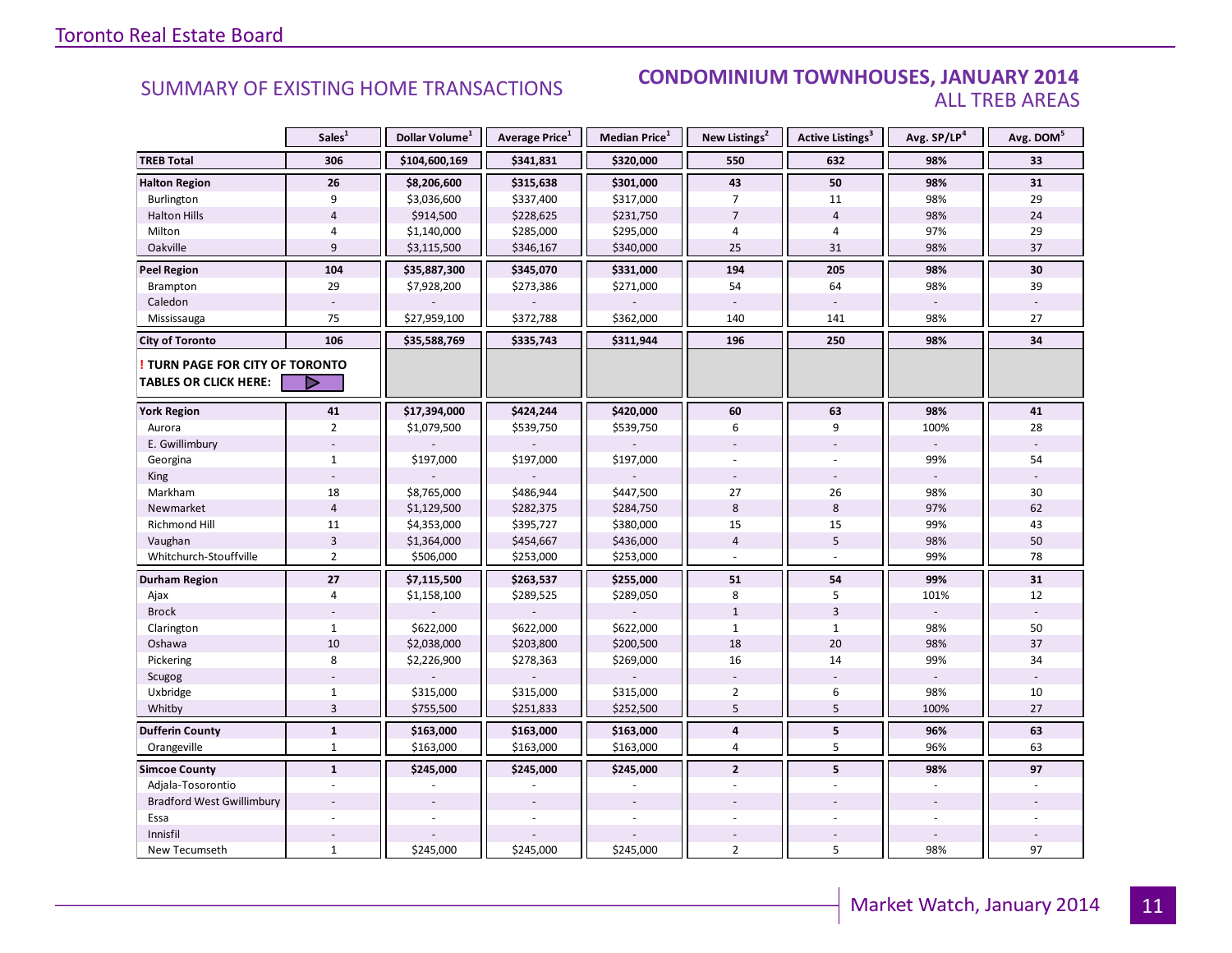Toronto Real Estate Board

## SUMMARY OF EXISTING HOME TRANSACTIONS

## CONDOMINIUM TOWNHOUSES, JANUARY 2014
### ALL TREB AREAS

| | Sales[1] | Dollar Volume[1] | Average Price[1] | Median Price[1] | New Listings[2] | Active Listings[3] | Avg. SP/LP[4] | Avg. DOM[5] |
|---|---|---|---|---|---|---|---|---|
| **TREB Total** | **306** | **$104,600,169** | **$341,831** | **$320,000** | **550** | **632** | **98%** | **33** |
| **Halton Region** | **26** | **$8,206,600** | **$315,638** | **$301,000** | **43** | **50** | **98%** | **31** |
| Burlington | 9 | $3,036,600 | $337,400 | $317,000 | 7 | 11 | 98% | 29 |
| Halton Hills | 4 | $914,500 | $228,625 | $231,750 | 7 | 4 | 98% | 24 |
| Milton | 4 | $1,140,000 | $285,000 | $295,000 | 4 | 4 | 97% | 29 |
| Oakville | 9 | $3,115,500 | $346,167 | $340,000 | 25 | 31 | 98% | 37 |
| **Peel Region** | **104** | **$35,887,300** | **$345,070** | **$331,000** | **194** | **205** | **98%** | **30** |
| Brampton | 29 | $7,928,200 | $273,386 | $271,000 | 54 | 64 | 98% | 39 |
| Caledon | - | - | - | - | - | - | - | - |
| Mississauga | 75 | $27,959,100 | $372,788 | $362,000 | 140 | 141 | 98% | 27 |
| **City of Toronto** | **106** | **$35,588,769** | **$335,743** | **$311,944** | **196** | **250** | **98%** | **34** |
| **! TURN PAGE FOR CITY OF TORONTO TABLES OR CLICK HERE:** | | | | | | | | |
| **York Region** | **41** | **$17,394,000** | **$424,244** | **$420,000** | **60** | **63** | **98%** | **41** |
| Aurora | 2 | $1,079,500 | $539,750 | $539,750 | 6 | 9 | 100% | 28 |
| E. Gwillimbury | - | - | - | - | - | - | - | - |
| Georgina | 1 | $197,000 | $197,000 | $197,000 | - | - | 99% | 54 |
| King | - | - | - | - | - | - | - | - |
| Markham | 18 | $8,765,000 | $486,944 | $447,500 | 27 | 26 | 98% | 30 |
| Newmarket | 4 | $1,129,500 | $282,375 | $284,750 | 8 | 8 | 97% | 62 |
| Richmond Hill | 11 | $4,353,000 | $395,727 | $380,000 | 15 | 15 | 99% | 43 |
| Vaughan | 3 | $1,364,000 | $454,667 | $436,000 | 4 | 5 | 98% | 50 |
| Whitchurch-Stouffville | 2 | $506,000 | $253,000 | $253,000 | - | - | 99% | 78 |
| **Durham Region** | **27** | **$7,115,500** | **$263,537** | **$255,000** | **51** | **54** | **99%** | **31** |
| Ajax | 4 | $1,158,100 | $289,525 | $289,050 | 8 | 5 | 101% | 12 |
| Brock | - | - | - | - | 1 | 3 | - | - |
| Clarington | 1 | $622,000 | $622,000 | $622,000 | 1 | 1 | 98% | 50 |
| Oshawa | 10 | $2,038,000 | $203,800 | $200,500 | 18 | 20 | 98% | 37 |
| Pickering | 8 | $2,226,900 | $278,363 | $269,000 | 16 | 14 | 99% | 34 |
| Scugog | - | - | - | - | - | - | - | - |
| Uxbridge | 1 | $315,000 | $315,000 | $315,000 | 2 | 6 | 98% | 10 |
| Whitby | 3 | $755,500 | $251,833 | $252,500 | 5 | 5 | 100% | 27 |
| **Dufferin County** | **1** | **$163,000** | **$163,000** | **$163,000** | **4** | **5** | **96%** | **63** |
| Orangeville | 1 | $163,000 | $163,000 | $163,000 | 4 | 5 | 96% | 63 |
| **Simcoe County** | **1** | **$245,000** | **$245,000** | **$245,000** | **2** | **5** | **98%** | **97** |
| Adjala-Tosorontio | - | - | - | - | - | - | - | - |
| Bradford West Gwillimbury | - | - | - | - | - | - | - | - |
| Essa | - | - | - | - | - | - | - | - |
| Innisfil | - | - | - | - | - | - | - | - |
| New Tecumseth | 1 | $245,000 | $245,000 | $245,000 | 2 | 5 | 98% | 97 |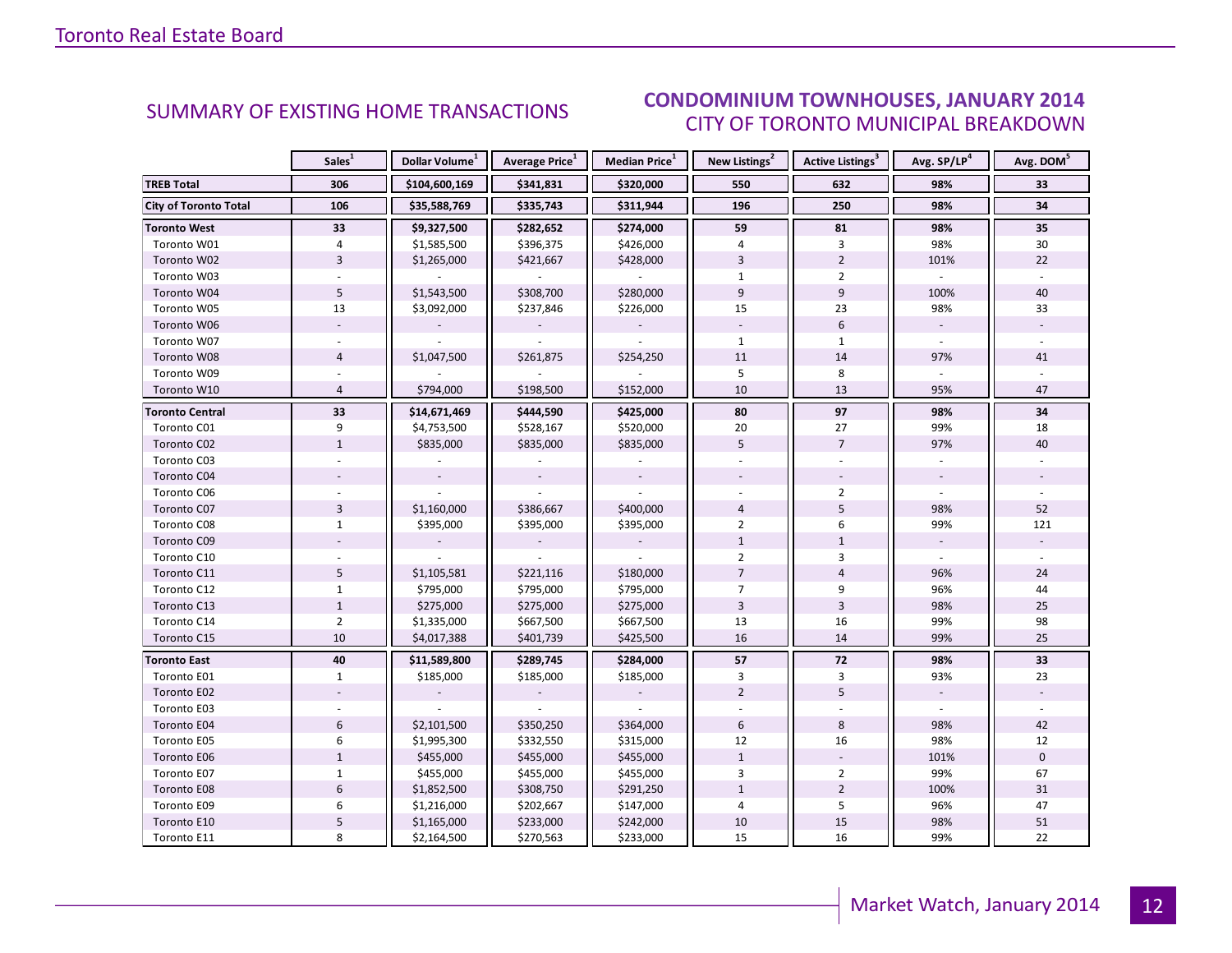## SUMMARY OF EXISTING HOME TRANSACTIONS

## CONDOMINIUM TOWNHOUSES, JANUARY 2014
### CITY OF TORONTO MUNICIPAL BREAKDOWN

| | Sales[1] | Dollar Volume[1] | Average Price[1] | Median Price[1] | New Listings[2] | Active Listings[3] | Avg. SP/LP[4] | Avg. DOM[5] |
|---|---|---|---|---|---|---|---|---|
| **TREB Total** | **306** | **$104,600,169** | **$341,831** | **$320,000** | **550** | **632** | **98%** | **33** |
| **City of Toronto Total** | **106** | **$35,588,769** | **$335,743** | **$311,944** | **196** | **250** | **98%** | **34** |
| **Toronto West** | **33** | **$9,327,500** | **$282,652** | **$274,000** | **59** | **81** | **98%** | **35** |
| Toronto W01 | 4 | $1,585,500 | $396,375 | $426,000 | 4 | 3 | 98% | 30 |
| Toronto W02 | 3 | $1,265,000 | $421,667 | $428,000 | 3 | 2 | 101% | 22 |
| Toronto W03 | - | - | - | - | 1 | 2 | - | - |
| Toronto W04 | 5 | $1,543,500 | $308,700 | $280,000 | 9 | 9 | 100% | 40 |
| Toronto W05 | 13 | $3,092,000 | $237,846 | $226,000 | 15 | 23 | 98% | 33 |
| Toronto W06 | - | - | - | - | - | 6 | - | - |
| Toronto W07 | - | - | - | - | 1 | 1 | - | - |
| Toronto W08 | 4 | $1,047,500 | $261,875 | $254,250 | 11 | 14 | 97% | 41 |
| Toronto W09 | - | - | - | - | 5 | 8 | - | - |
| Toronto W10 | 4 | $794,000 | $198,500 | $152,000 | 10 | 13 | 95% | 47 |
| **Toronto Central** | **33** | **$14,671,469** | **$444,590** | **$425,000** | **80** | **97** | **98%** | **34** |
| Toronto C01 | 9 | $4,753,500 | $528,167 | $520,000 | 20 | 27 | 99% | 18 |
| Toronto C02 | 1 | $835,000 | $835,000 | $835,000 | 5 | 7 | 97% | 40 |
| Toronto C03 | - | - | - | - | - | - | - | - |
| Toronto C04 | - | - | - | - | - | - | - | - |
| Toronto C06 | - | - | - | - | - | 2 | - | - |
| Toronto C07 | 3 | $1,160,000 | $386,667 | $400,000 | 4 | 5 | 98% | 52 |
| Toronto C08 | 1 | $395,000 | $395,000 | $395,000 | 2 | 6 | 99% | 121 |
| Toronto C09 | - | - | - | - | 1 | 1 | - | - |
| Toronto C10 | - | - | - | - | 2 | 3 | - | - |
| Toronto C11 | 5 | $1,105,581 | $221,116 | $180,000 | 7 | 4 | 96% | 24 |
| Toronto C12 | 1 | $795,000 | $795,000 | $795,000 | 7 | 9 | 96% | 44 |
| Toronto C13 | 1 | $275,000 | $275,000 | $275,000 | 3 | 3 | 98% | 25 |
| Toronto C14 | 2 | $1,335,000 | $667,500 | $667,500 | 13 | 16 | 99% | 98 |
| Toronto C15 | 10 | $4,017,388 | $401,739 | $425,500 | 16 | 14 | 99% | 25 |
| **Toronto East** | **40** | **$11,589,800** | **$289,745** | **$284,000** | **57** | **72** | **98%** | **33** |
| Toronto E01 | 1 | $185,000 | $185,000 | $185,000 | 3 | 3 | 93% | 23 |
| Toronto E02 | - | - | - | - | 2 | 5 | - | - |
| Toronto E03 | - | - | - | - | - | - | - | - |
| Toronto E04 | 6 | $2,101,500 | $350,250 | $364,000 | 6 | 8 | 98% | 42 |
| Toronto E05 | 6 | $1,995,300 | $332,550 | $315,000 | 12 | 16 | 98% | 12 |
| Toronto E06 | 1 | $455,000 | $455,000 | $455,000 | 1 | - | 101% | 0 |
| Toronto E07 | 1 | $455,000 | $455,000 | $455,000 | 3 | 2 | 99% | 67 |
| Toronto E08 | 6 | $1,852,500 | $308,750 | $291,250 | 1 | 2 | 100% | 31 |
| Toronto E09 | 6 | $1,216,000 | $202,667 | $147,000 | 4 | 5 | 96% | 47 |
| Toronto E10 | 5 | $1,165,000 | $233,000 | $242,000 | 10 | 15 | 98% | 51 |
| Toronto E11 | 8 | $2,164,500 | $270,563 | $233,000 | 15 | 16 | 99% | 22 |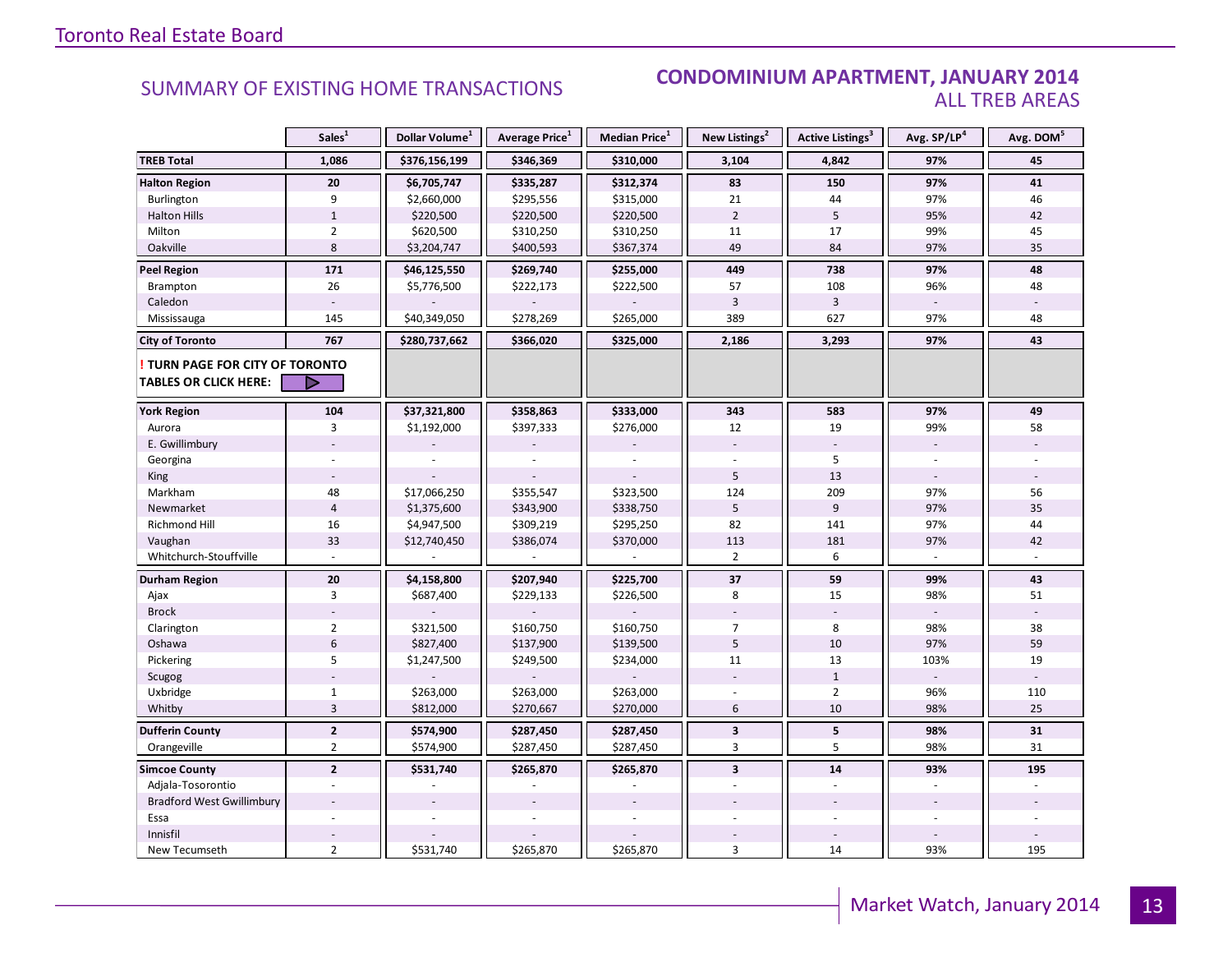## SUMMARY OF EXISTING HOME TRANSACTIONS

## CONDOMINIUM APARTMENT, JANUARY 2014
### ALL TREB AREAS

| | Sales[1] | Dollar Volume[1] | Average Price[1] | Median Price[1] | New Listings[2] | Active Listings[3] | Avg. SP/LP[4] | Avg. DOM[5] |
|---|---|---|---|---|---|---|---|---|
| **TREB Total** | **1,086** | **$376,156,199** | **$346,369** | **$310,000** | **3,104** | **4,842** | **97%** | **45** |
| **Halton Region** | **20** | **$6,705,747** | **$335,287** | **$312,374** | **83** | **150** | **97%** | **41** |
| Burlington | 9 | $2,660,000 | $295,556 | $315,000 | 21 | 44 | 97% | 46 |
| Halton Hills | 1 | $220,500 | $220,500 | $220,500 | 2 | 5 | 95% | 42 |
| Milton | 2 | $620,500 | $310,250 | $310,250 | 11 | 17 | 99% | 45 |
| Oakville | 8 | $3,204,747 | $400,593 | $367,374 | 49 | 84 | 97% | 35 |
| **Peel Region** | **171** | **$46,125,550** | **$269,740** | **$255,000** | **449** | **738** | **97%** | **48** |
| Brampton | 26 | $5,776,500 | $222,173 | $222,500 | 57 | 108 | 96% | 48 |
| Caledon | - | - | - | - | 3 | 3 | - | - |
| Mississauga | 145 | $40,349,050 | $278,269 | $265,000 | 389 | 627 | 97% | 48 |
| **City of Toronto** | **767** | **$280,737,662** | **$366,020** | **$325,000** | **2,186** | **3,293** | **97%** | **43** |
| **! TURN PAGE FOR CITY OF TORONTO TABLES OR CLICK HERE:** | | | | | | | | |
| **York Region** | **104** | **$37,321,800** | **$358,863** | **$333,000** | **343** | **583** | **97%** | **49** |
| Aurora | 3 | $1,192,000 | $397,333 | $276,000 | 12 | 19 | 99% | 58 |
| E. Gwillimbury | - | - | - | - | - | - | - | - |
| Georgina | - | - | - | - | - | 5 | - | - |
| King | - | - | - | - | 5 | 13 | - | - |
| Markham | 48 | $17,066,250 | $355,547 | $323,500 | 124 | 209 | 97% | 56 |
| Newmarket | 4 | $1,375,600 | $343,900 | $338,750 | 5 | 9 | 97% | 35 |
| Richmond Hill | 16 | $4,947,500 | $309,219 | $295,250 | 82 | 141 | 97% | 44 |
| Vaughan | 33 | $12,740,450 | $386,074 | $370,000 | 113 | 181 | 97% | 42 |
| Whitchurch-Stouffville | - | - | - | - | 2 | 6 | - | - |
| **Durham Region** | **20** | **$4,158,800** | **$207,940** | **$225,700** | **37** | **59** | **99%** | **43** |
| Ajax | 3 | $687,400 | $229,133 | $226,500 | 8 | 15 | 98% | 51 |
| Brock | - | - | - | - | - | - | - | - |
| Clarington | 2 | $321,500 | $160,750 | $160,750 | 7 | 8 | 98% | 38 |
| Oshawa | 6 | $827,400 | $137,900 | $139,500 | 5 | 10 | 97% | 59 |
| Pickering | 5 | $1,247,500 | $249,500 | $234,000 | 11 | 13 | 103% | 19 |
| Scugog | - | - | - | - | - | 1 | - | - |
| Uxbridge | 1 | $263,000 | $263,000 | $263,000 | - | 2 | 96% | 110 |
| Whitby | 3 | $812,000 | $270,667 | $270,000 | 6 | 10 | 98% | 25 |
| **Dufferin County** | **2** | **$574,900** | **$287,450** | **$287,450** | **3** | **5** | **98%** | **31** |
| Orangeville | 2 | $574,900 | $287,450 | $287,450 | 3 | 5 | 98% | 31 |
| **Simcoe County** | **2** | **$531,740** | **$265,870** | **$265,870** | **3** | **14** | **93%** | **195** |
| Adjala-Tosorontio | - | - | - | - | - | - | - | - |
| Bradford West Gwillimbury | - | - | - | - | - | - | - | - |
| Essa | - | - | - | - | - | - | - | - |
| Innisfil | - | - | - | - | - | - | - | - |
| New Tecumseth | 2 | $531,740 | $265,870 | $265,870 | 3 | 14 | 93% | 195 |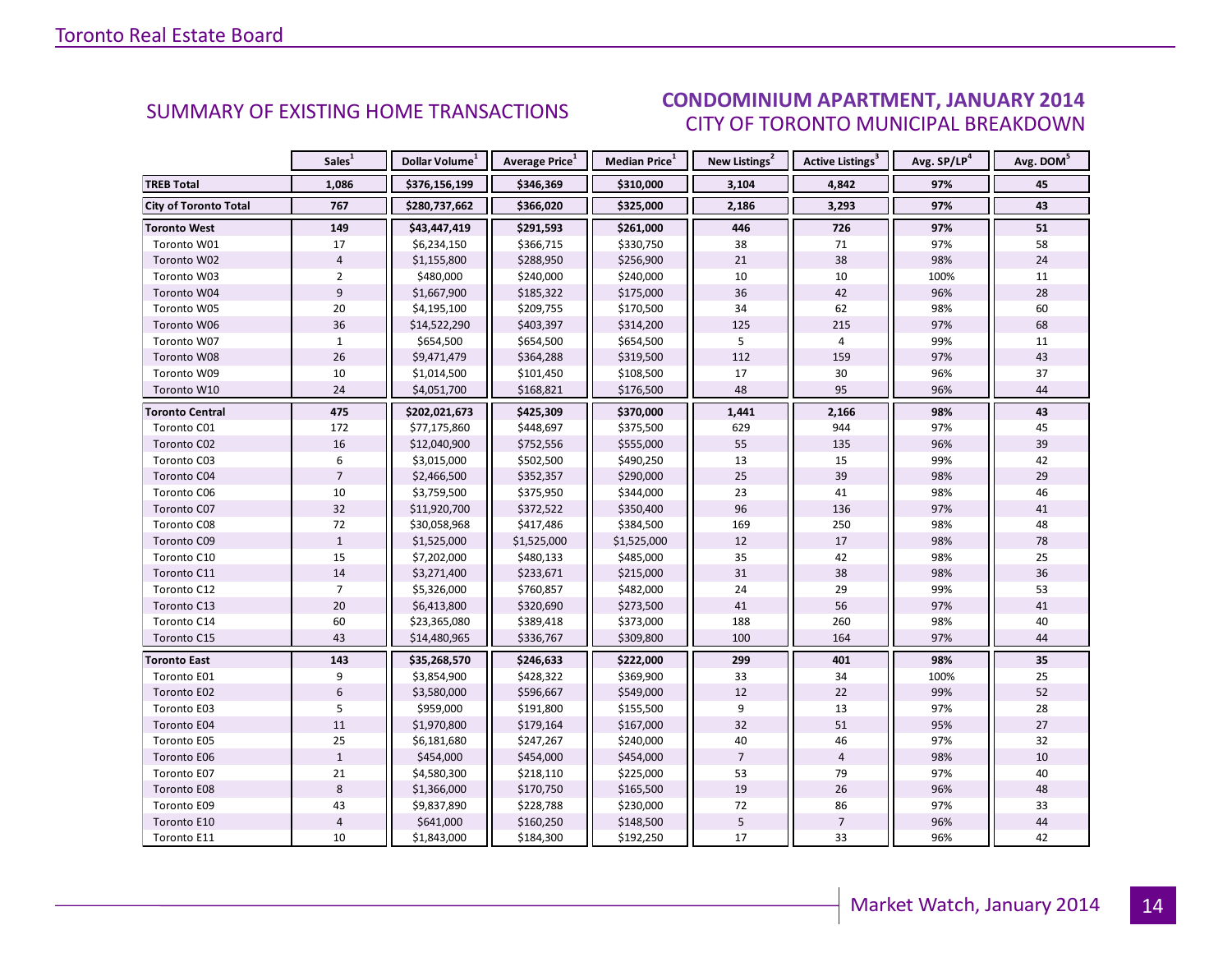## SUMMARY OF EXISTING HOME TRANSACTIONS

## CONDOMINIUM APARTMENT, JANUARY 2014
### CITY OF TORONTO MUNICIPAL BREAKDOWN

| | Sales[1] | Dollar Volume[1] | Average Price[1] | Median Price[1] | New Listings[2] | Active Listings[3] | Avg. SP/LP[4] | Avg. DOM[5] |
|---|---|---|---|---|---|---|---|---|
| **TREB Total** | **1,086** | **$376,156,199** | **$346,369** | **$310,000** | **3,104** | **4,842** | **97%** | **45** |
| **City of Toronto Total** | **767** | **$280,737,662** | **$366,020** | **$325,000** | **2,186** | **3,293** | **97%** | **43** |
| **Toronto West** | **149** | **$43,447,419** | **$291,593** | **$261,000** | **446** | **726** | **97%** | **51** |
| Toronto W01 | 17 | $6,234,150 | $366,715 | $330,750 | 38 | 71 | 97% | 58 |
| Toronto W02 | 4 | $1,155,800 | $288,950 | $256,900 | 21 | 38 | 98% | 24 |
| Toronto W03 | 2 | $480,000 | $240,000 | $240,000 | 10 | 10 | 100% | 11 |
| Toronto W04 | 9 | $1,667,900 | $185,322 | $175,000 | 36 | 42 | 96% | 28 |
| Toronto W05 | 20 | $4,195,100 | $209,755 | $170,500 | 34 | 62 | 98% | 60 |
| Toronto W06 | 36 | $14,522,290 | $403,397 | $314,200 | 125 | 215 | 97% | 68 |
| Toronto W07 | 1 | $654,500 | $654,500 | $654,500 | 5 | 4 | 99% | 11 |
| Toronto W08 | 26 | $9,471,479 | $364,288 | $319,500 | 112 | 159 | 97% | 43 |
| Toronto W09 | 10 | $1,014,500 | $101,450 | $108,500 | 17 | 30 | 96% | 37 |
| Toronto W10 | 24 | $4,051,700 | $168,821 | $176,500 | 48 | 95 | 96% | 44 |
| **Toronto Central** | **475** | **$202,021,673** | **$425,309** | **$370,000** | **1,441** | **2,166** | **98%** | **43** |
| Toronto C01 | 172 | $77,175,860 | $448,697 | $375,500 | 629 | 944 | 97% | 45 |
| Toronto C02 | 16 | $12,040,900 | $752,556 | $555,000 | 55 | 135 | 96% | 39 |
| Toronto C03 | 6 | $3,015,000 | $502,500 | $490,250 | 13 | 15 | 99% | 42 |
| Toronto C04 | 7 | $2,466,500 | $352,357 | $290,000 | 25 | 39 | 98% | 29 |
| Toronto C06 | 10 | $3,759,500 | $375,950 | $344,000 | 23 | 41 | 98% | 46 |
| Toronto C07 | 32 | $11,920,700 | $372,522 | $350,400 | 96 | 136 | 97% | 41 |
| Toronto C08 | 72 | $30,058,968 | $417,486 | $384,500 | 169 | 250 | 98% | 48 |
| Toronto C09 | 1 | $1,525,000 | $1,525,000 | $1,525,000 | 12 | 17 | 98% | 78 |
| Toronto C10 | 15 | $7,202,000 | $480,133 | $485,000 | 35 | 42 | 98% | 25 |
| Toronto C11 | 14 | $3,271,400 | $233,671 | $215,000 | 31 | 38 | 98% | 36 |
| Toronto C12 | 7 | $5,326,000 | $760,857 | $482,000 | 24 | 29 | 99% | 53 |
| Toronto C13 | 20 | $6,413,800 | $320,690 | $273,500 | 41 | 56 | 97% | 41 |
| Toronto C14 | 60 | $23,365,080 | $389,418 | $373,000 | 188 | 260 | 98% | 40 |
| Toronto C15 | 43 | $14,480,965 | $336,767 | $309,800 | 100 | 164 | 97% | 44 |
| **Toronto East** | **143** | **$35,268,570** | **$246,633** | **$222,000** | **299** | **401** | **98%** | **35** |
| Toronto E01 | 9 | $3,854,900 | $428,322 | $369,900 | 33 | 34 | 100% | 25 |
| Toronto E02 | 6 | $3,580,000 | $596,667 | $549,000 | 12 | 22 | 99% | 52 |
| Toronto E03 | 5 | $959,000 | $191,800 | $155,500 | 9 | 13 | 97% | 28 |
| Toronto E04 | 11 | $1,970,800 | $179,164 | $167,000 | 32 | 51 | 95% | 27 |
| Toronto E05 | 25 | $6,181,680 | $247,267 | $240,000 | 40 | 46 | 97% | 32 |
| Toronto E06 | 1 | $454,000 | $454,000 | $454,000 | 7 | 4 | 98% | 10 |
| Toronto E07 | 21 | $4,580,300 | $218,110 | $225,000 | 53 | 79 | 97% | 40 |
| Toronto E08 | 8 | $1,366,000 | $170,750 | $165,500 | 19 | 26 | 96% | 48 |
| Toronto E09 | 43 | $9,837,890 | $228,788 | $230,000 | 72 | 86 | 97% | 33 |
| Toronto E10 | 4 | $641,000 | $160,250 | $148,500 | 5 | 7 | 96% | 44 |
| Toronto E11 | 10 | $1,843,000 | $184,300 | $192,250 | 17 | 33 | 96% | 42 |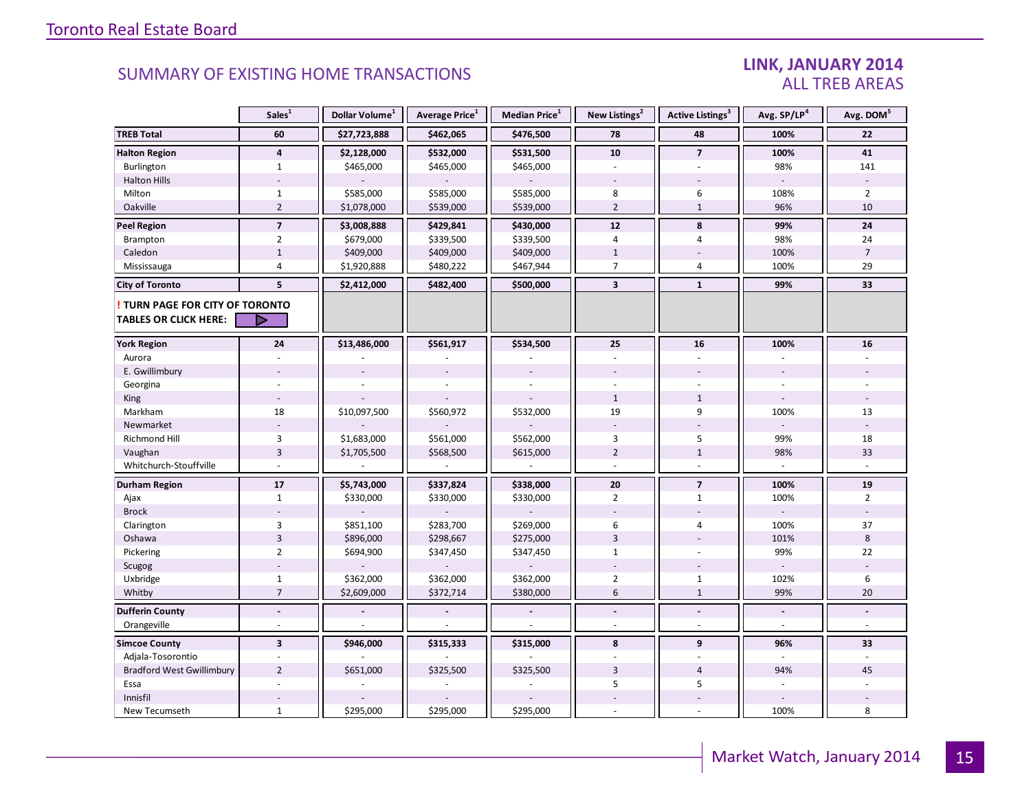Toronto Real Estate Board

## SUMMARY OF EXISTING HOME TRANSACTIONS

### LINK, JANUARY 2014
### ALL TREB AREAS

| | Sales[1] | Dollar Volume[1] | Average Price[1] | Median Price[1] | New Listings[2] | Active Listings[3] | Avg. SP/LP[4] | Avg. DOM[5] |
|---|---|---|---|---|---|---|---|---|
| **TREB Total** | **60** | **$27,723,888** | **$462,065** | **$476,500** | **78** | **48** | **100%** | **22** |
| **Halton Region** | **4** | **$2,128,000** | **$532,000** | **$531,500** | **10** | **7** | **100%** | **41** |
| Burlington | 1 | $465,000 | $465,000 | $465,000 | - | - | 98% | 141 |
| Halton Hills | - | - | - | - | - | - | - | - |
| Milton | 1 | $585,000 | $585,000 | $585,000 | 8 | 6 | 108% | 2 |
| Oakville | 2 | $1,078,000 | $539,000 | $539,000 | 2 | 1 | 96% | 10 |
| **Peel Region** | **7** | **$3,008,888** | **$429,841** | **$430,000** | **12** | **8** | **99%** | **24** |
| Brampton | 2 | $679,000 | $339,500 | $339,500 | 4 | 4 | 98% | 24 |
| Caledon | 1 | $409,000 | $409,000 | $409,000 | 1 | - | 100% | 7 |
| Mississauga | 4 | $1,920,888 | $480,222 | $467,944 | 7 | 4 | 100% | 29 |
| **City of Toronto** | **5** | **$2,412,000** | **$482,400** | **$500,000** | **3** | **1** | **99%** | **33** |
| **! TURN PAGE FOR CITY OF TORONTO TABLES OR CLICK HERE:** | | | | | | | | |
| **York Region** | **24** | **$13,486,000** | **$561,917** | **$534,500** | **25** | **16** | **100%** | **16** |
| Aurora | - | - | - | - | - | - | - | - |
| E. Gwillimbury | - | - | - | - | - | - | - | - |
| Georgina | - | - | - | - | - | - | - | - |
| King | - | - | - | - | 1 | 1 | - | - |
| Markham | 18 | $10,097,500 | $560,972 | $532,000 | 19 | 9 | 100% | 13 |
| Newmarket | - | - | - | - | - | - | - | - |
| Richmond Hill | 3 | $1,683,000 | $561,000 | $562,000 | 3 | 5 | 99% | 18 |
| Vaughan | 3 | $1,705,500 | $568,500 | $615,000 | 2 | 1 | 98% | 33 |
| Whitchurch-Stouffville | - | - | - | - | - | - | - | - |
| **Durham Region** | **17** | **$5,743,000** | **$337,824** | **$338,000** | **20** | **7** | **100%** | **19** |
| Ajax | 1 | $330,000 | $330,000 | $330,000 | 2 | 1 | 100% | 2 |
| Brock | - | - | - | - | - | - | - | - |
| Clarington | 3 | $851,100 | $283,700 | $269,000 | 6 | 4 | 100% | 37 |
| Oshawa | 3 | $896,000 | $298,667 | $275,000 | 3 | - | 101% | 8 |
| Pickering | 2 | $694,900 | $347,450 | $347,450 | 1 | - | 99% | 22 |
| Scugog | - | - | - | - | - | - | - | - |
| Uxbridge | 1 | $362,000 | $362,000 | $362,000 | 2 | 1 | 102% | 6 |
| Whitby | 7 | $2,609,000 | $372,714 | $380,000 | 6 | 1 | 99% | 20 |
| **Dufferin County** | **-** | **-** | **-** | **-** | **-** | **-** | **-** | **-** |
| Orangeville | - | - | - | - | - | - | - | - |
| **Simcoe County** | **3** | **$946,000** | **$315,333** | **$315,000** | **8** | **9** | **96%** | **33** |
| Adjala-Tosorontio | - | - | - | - | - | - | - | - |
| Bradford West Gwillimbury | 2 | $651,000 | $325,500 | $325,500 | 3 | 4 | 94% | 45 |
| Essa | - | - | - | - | 5 | 5 | - | - |
| Innisfil | - | - | - | - | - | - | - | - |
| New Tecumseth | 1 | $295,000 | $295,000 | $295,000 | - | - | 100% | 8 |

Market Watch, January 2014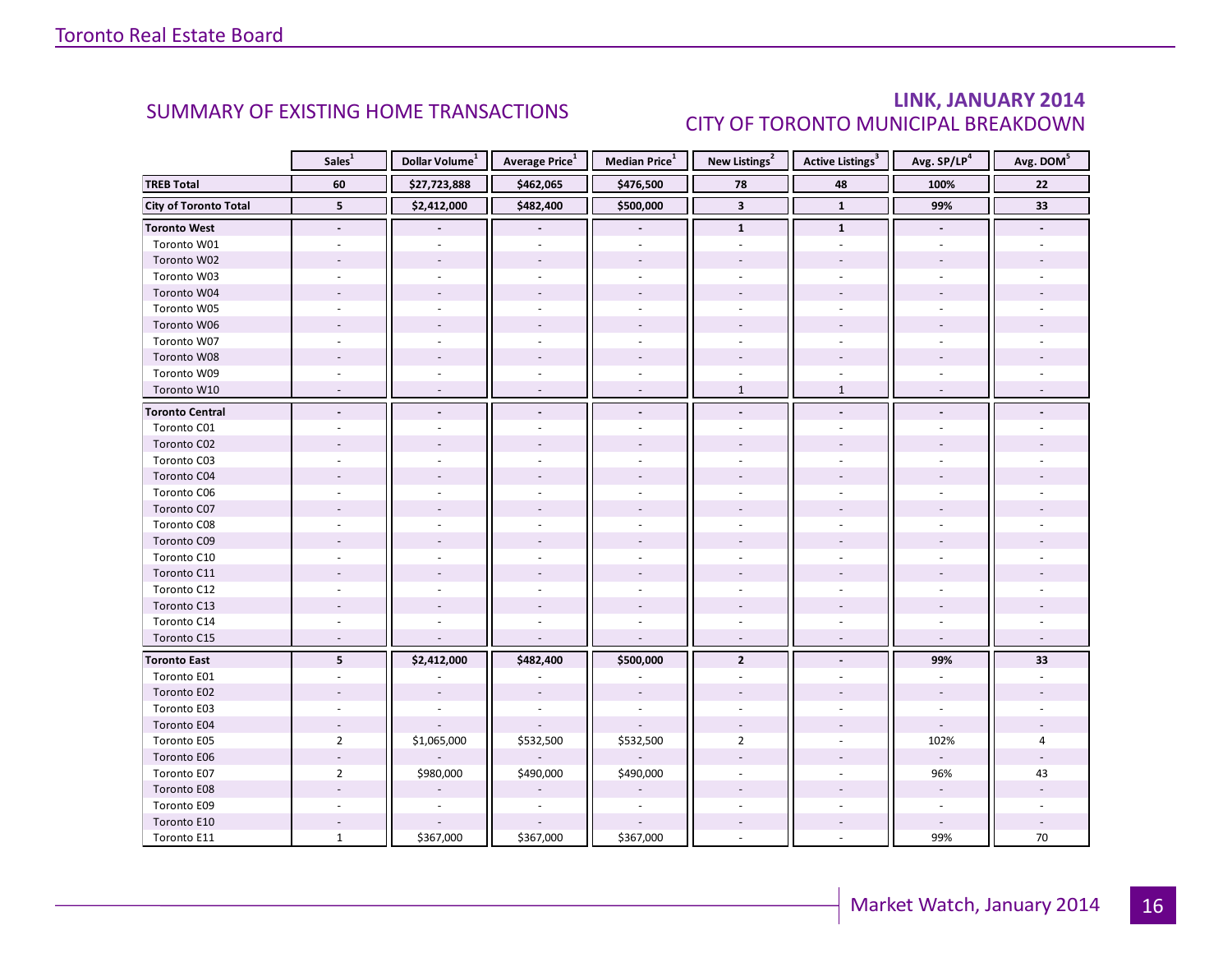## SUMMARY OF EXISTING HOME TRANSACTIONS

## LINK, JANUARY 2014
## CITY OF TORONTO MUNICIPAL BREAKDOWN

| | Sales[1] | Dollar Volume[1] | Average Price[1] | Median Price[1] | New Listings[2] | Active Listings[3] | Avg. SP/LP[4] | Avg. DOM[5] |
|---|---|---|---|---|---|---|---|---|
| **TREB Total** | **60** | **$27,723,888** | **$462,065** | **$476,500** | **78** | **48** | **100%** | **22** |
| **City of Toronto Total** | **5** | **$2,412,000** | **$482,400** | **$500,000** | **3** | **1** | **99%** | **33** |
| **Toronto West** | **-** | **-** | **-** | **-** | **1** | **1** | **-** | **-** |
| Toronto W01 | - | - | - | - | - | - | - | - |
| Toronto W02 | - | - | - | - | - | - | - | - |
| Toronto W03 | - | - | - | - | - | - | - | - |
| Toronto W04 | - | - | - | - | - | - | - | - |
| Toronto W05 | - | - | - | - | - | - | - | - |
| Toronto W06 | - | - | - | - | - | - | - | - |
| Toronto W07 | - | - | - | - | - | - | - | - |
| Toronto W08 | - | - | - | - | - | - | - | - |
| Toronto W09 | - | - | - | - | - | - | - | - |
| Toronto W10 | - | - | - | - | 1 | 1 | - | - |
| **Toronto Central** | **-** | **-** | **-** | **-** | **-** | **-** | **-** | **-** |
| Toronto C01 | - | - | - | - | - | - | - | - |
| Toronto C02 | - | - | - | - | - | - | - | - |
| Toronto C03 | - | - | - | - | - | - | - | - |
| Toronto C04 | - | - | - | - | - | - | - | - |
| Toronto C06 | - | - | - | - | - | - | - | - |
| Toronto C07 | - | - | - | - | - | - | - | - |
| Toronto C08 | - | - | - | - | - | - | - | - |
| Toronto C09 | - | - | - | - | - | - | - | - |
| Toronto C10 | - | - | - | - | - | - | - | - |
| Toronto C11 | - | - | - | - | - | - | - | - |
| Toronto C12 | - | - | - | - | - | - | - | - |
| Toronto C13 | - | - | - | - | - | - | - | - |
| Toronto C14 | - | - | - | - | - | - | - | - |
| Toronto C15 | - | - | - | - | - | - | - | - |
| **Toronto East** | **5** | **$2,412,000** | **$482,400** | **$500,000** | **2** | **-** | **99%** | **33** |
| Toronto E01 | - | - | - | - | - | - | - | - |
| Toronto E02 | - | - | - | - | - | - | - | - |
| Toronto E03 | - | - | - | - | - | - | - | - |
| Toronto E04 | - | - | - | - | - | - | - | - |
| Toronto E05 | 2 | $1,065,000 | $532,500 | $532,500 | 2 | - | 102% | 4 |
| Toronto E06 | - | - | - | - | - | - | - | - |
| Toronto E07 | 2 | $980,000 | $490,000 | $490,000 | - | - | 96% | 43 |
| Toronto E08 | - | - | - | - | - | - | - | - |
| Toronto E09 | - | - | - | - | - | - | - | - |
| Toronto E10 | - | - | - | - | - | - | - | - |
| Toronto E11 | 1 | $367,000 | $367,000 | $367,000 | - | - | 99% | 70 |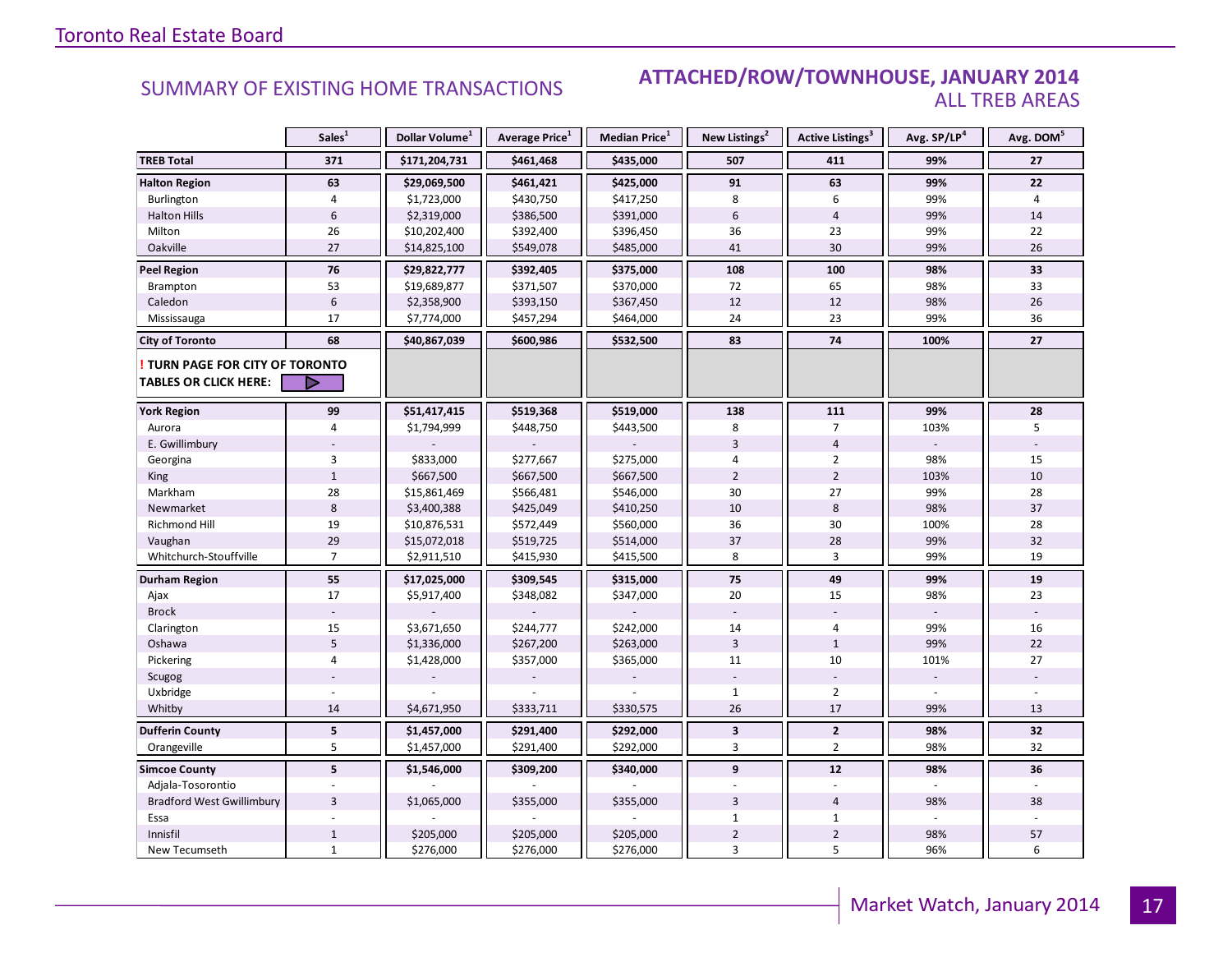Toronto Real Estate Board

## SUMMARY OF EXISTING HOME TRANSACTIONS

## ATTACHED/ROW/TOWNHOUSE, JANUARY 2014
### ALL TREB AREAS

| | Sales[1] | Dollar Volume[1] | Average Price[1] | Median Price[1] | New Listings[2] | Active Listings[3] | Avg. SP/LP[4] | Avg. DOM[5] |
|---|---|---|---|---|---|---|---|---|
| **TREB Total** | **371** | **$171,204,731** | **$461,468** | **$435,000** | **507** | **411** | **99%** | **27** |
| **Halton Region** | **63** | **$29,069,500** | **$461,421** | **$425,000** | **91** | **63** | **99%** | **22** |
| Burlington | 4 | $1,723,000 | $430,750 | $417,250 | 8 | 6 | 99% | 4 |
| Halton Hills | 6 | $2,319,000 | $386,500 | $391,000 | 6 | 4 | 99% | 14 |
| Milton | 26 | $10,202,400 | $392,400 | $396,450 | 36 | 23 | 99% | 22 |
| Oakville | 27 | $14,825,100 | $549,078 | $485,000 | 41 | 30 | 99% | 26 |
| **Peel Region** | **76** | **$29,822,777** | **$392,405** | **$375,000** | **108** | **100** | **98%** | **33** |
| Brampton | 53 | $19,689,877 | $371,507 | $370,000 | 72 | 65 | 98% | 33 |
| Caledon | 6 | $2,358,900 | $393,150 | $367,450 | 12 | 12 | 98% | 26 |
| Mississauga | 17 | $7,774,000 | $457,294 | $464,000 | 24 | 23 | 99% | 36 |
| **City of Toronto** | **68** | **$40,867,039** | **$600,986** | **$532,500** | **83** | **74** | **100%** | **27** |
| **! TURN PAGE FOR CITY OF TORONTO TABLES OR CLICK HERE:** | | | | | | | | |
| **York Region** | **99** | **$51,417,415** | **$519,368** | **$519,000** | **138** | **111** | **99%** | **28** |
| Aurora | 4 | $1,794,999 | $448,750 | $443,500 | 8 | 7 | 103% | 5 |
| E. Gwillimbury | - | - | - | - | 3 | 4 | - | - |
| Georgina | 3 | $833,000 | $277,667 | $275,000 | 4 | 2 | 98% | 15 |
| King | 1 | $667,500 | $667,500 | $667,500 | 2 | 2 | 103% | 10 |
| Markham | 28 | $15,861,469 | $566,481 | $546,000 | 30 | 27 | 99% | 28 |
| Newmarket | 8 | $3,400,388 | $425,049 | $410,250 | 10 | 8 | 98% | 37 |
| Richmond Hill | 19 | $10,876,531 | $572,449 | $560,000 | 36 | 30 | 100% | 28 |
| Vaughan | 29 | $15,072,018 | $519,725 | $514,000 | 37 | 28 | 99% | 32 |
| Whitchurch-Stouffville | 7 | $2,911,510 | $415,930 | $415,500 | 8 | 3 | 99% | 19 |
| **Durham Region** | **55** | **$17,025,000** | **$309,545** | **$315,000** | **75** | **49** | **99%** | **19** |
| Ajax | 17 | $5,917,400 | $348,082 | $347,000 | 20 | 15 | 98% | 23 |
| Brock | - | - | - | - | - | - | - | - |
| Clarington | 15 | $3,671,650 | $244,777 | $242,000 | 14 | 4 | 99% | 16 |
| Oshawa | 5 | $1,336,000 | $267,200 | $263,000 | 3 | 1 | 99% | 22 |
| Pickering | 4 | $1,428,000 | $357,000 | $365,000 | 11 | 10 | 101% | 27 |
| Scugog | - | - | - | - | - | - | - | - |
| Uxbridge | - | - | - | - | 1 | 2 | - | - |
| Whitby | 14 | $4,671,950 | $333,711 | $330,575 | 26 | 17 | 99% | 13 |
| **Dufferin County** | **5** | **$1,457,000** | **$291,400** | **$292,000** | **3** | **2** | **98%** | **32** |
| Orangeville | 5 | $1,457,000 | $291,400 | $292,000 | 3 | 2 | 98% | 32 |
| **Simcoe County** | **5** | **$1,546,000** | **$309,200** | **$340,000** | **9** | **12** | **98%** | **36** |
| Adjala-Tosorontio | - | - | - | - | - | - | - | - |
| Bradford West Gwillimbury | 3 | $1,065,000 | $355,000 | $355,000 | 3 | 4 | 98% | 38 |
| Essa | - | - | - | - | 1 | 1 | - | - |
| Innisfil | 1 | $205,000 | $205,000 | $205,000 | 2 | 2 | 98% | 57 |
| New Tecumseth | 1 | $276,000 | $276,000 | $276,000 | 3 | 5 | 96% | 6 |

Market Watch, January 2014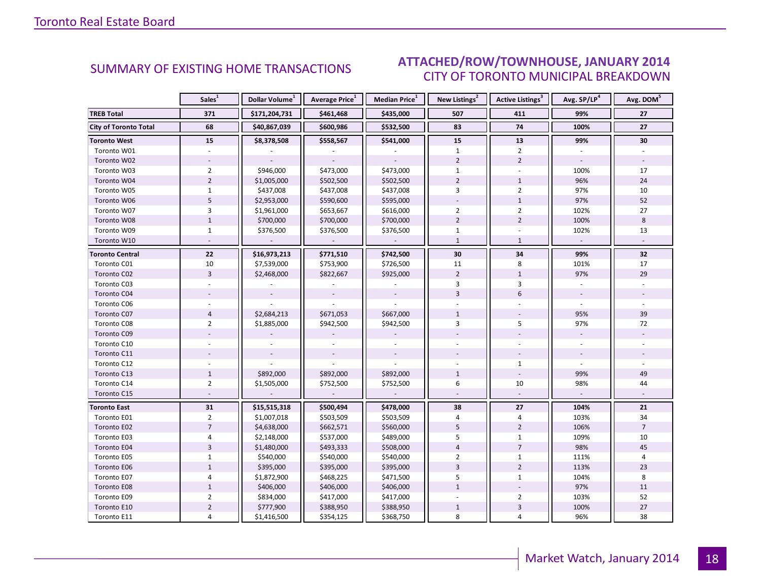## SUMMARY OF EXISTING HOME TRANSACTIONS

## ATTACHED/ROW/TOWNHOUSE, JANUARY 2014
### CITY OF TORONTO MUNICIPAL BREAKDOWN

| | Sales[1] | Dollar Volume[1] | Average Price[1] | Median Price[1] | New Listings[2] | Active Listings[3] | Avg. SP/LP[4] | Avg. DOM[5] |
|---|---|---|---|---|---|---|---|---|
| **TREB Total** | **371** | **$171,204,731** | **$461,468** | **$435,000** | **507** | **411** | **99%** | **27** |
| **City of Toronto Total** | **68** | **$40,867,039** | **$600,986** | **$532,500** | **83** | **74** | **100%** | **27** |
| **Toronto West** | **15** | **$8,378,508** | **$558,567** | **$541,000** | **15** | **13** | **99%** | **30** |
| Toronto W01 | - | - | - | - | 1 | 2 | - | - |
| Toronto W02 | - | - | - | - | 2 | 2 | - | - |
| Toronto W03 | 2 | $946,000 | $473,000 | $473,000 | 1 | - | 100% | 17 |
| Toronto W04 | 2 | $1,005,000 | $502,500 | $502,500 | 2 | 1 | 96% | 24 |
| Toronto W05 | 1 | $437,008 | $437,008 | $437,008 | 3 | 2 | 97% | 10 |
| Toronto W06 | 5 | $2,953,000 | $590,600 | $595,000 | - | 1 | 97% | 52 |
| Toronto W07 | 3 | $1,961,000 | $653,667 | $616,000 | 2 | 2 | 102% | 27 |
| Toronto W08 | 1 | $700,000 | $700,000 | $700,000 | 2 | 2 | 100% | 8 |
| Toronto W09 | 1 | $376,500 | $376,500 | $376,500 | 1 | - | 102% | 13 |
| Toronto W10 | - | - | - | - | 1 | 1 | - | - |
| **Toronto Central** | **22** | **$16,973,213** | **$771,510** | **$742,500** | **30** | **34** | **99%** | **32** |
| Toronto C01 | 10 | $7,539,000 | $753,900 | $726,500 | 11 | 8 | 101% | 17 |
| Toronto C02 | 3 | $2,468,000 | $822,667 | $925,000 | 2 | 1 | 97% | 29 |
| Toronto C03 | - | - | - | - | 3 | 3 | - | - |
| Toronto C04 | - | - | - | - | 3 | 6 | - | - |
| Toronto C06 | - | - | - | - | - | - | - | - |
| Toronto C07 | 4 | $2,684,213 | $671,053 | $667,000 | 1 | - | 95% | 39 |
| Toronto C08 | 2 | $1,885,000 | $942,500 | $942,500 | 3 | 5 | 97% | 72 |
| Toronto C09 | - | - | - | - | - | - | - | - |
| Toronto C10 | - | - | - | - | - | - | - | - |
| Toronto C11 | - | - | - | - | - | - | - | - |
| Toronto C12 | - | - | - | - | - | 1 | - | - |
| Toronto C13 | 1 | $892,000 | $892,000 | $892,000 | 1 | - | 99% | 49 |
| Toronto C14 | 2 | $1,505,000 | $752,500 | $752,500 | 6 | 10 | 98% | 44 |
| Toronto C15 | - | - | - | - | - | - | - | - |
| **Toronto East** | **31** | **$15,515,318** | **$500,494** | **$478,000** | **38** | **27** | **104%** | **21** |
| Toronto E01 | 2 | $1,007,018 | $503,509 | $503,509 | 4 | 4 | 103% | 34 |
| Toronto E02 | 7 | $4,638,000 | $662,571 | $560,000 | 5 | 2 | 106% | 7 |
| Toronto E03 | 4 | $2,148,000 | $537,000 | $489,000 | 5 | 1 | 109% | 10 |
| Toronto E04 | 3 | $1,480,000 | $493,333 | $508,000 | 4 | 7 | 98% | 45 |
| Toronto E05 | 1 | $540,000 | $540,000 | $540,000 | 2 | 1 | 111% | 4 |
| Toronto E06 | 1 | $395,000 | $395,000 | $395,000 | 3 | 2 | 113% | 23 |
| Toronto E07 | 4 | $1,872,900 | $468,225 | $471,500 | 5 | 1 | 104% | 8 |
| Toronto E08 | 1 | $406,000 | $406,000 | $406,000 | 1 | - | 97% | 11 |
| Toronto E09 | 2 | $834,000 | $417,000 | $417,000 | - | 2 | 103% | 52 |
| Toronto E10 | 2 | $777,900 | $388,950 | $388,950 | 1 | 3 | 100% | 27 |
| Toronto E11 | 4 | $1,416,500 | $354,125 | $368,750 | 8 | 4 | 96% | 38 |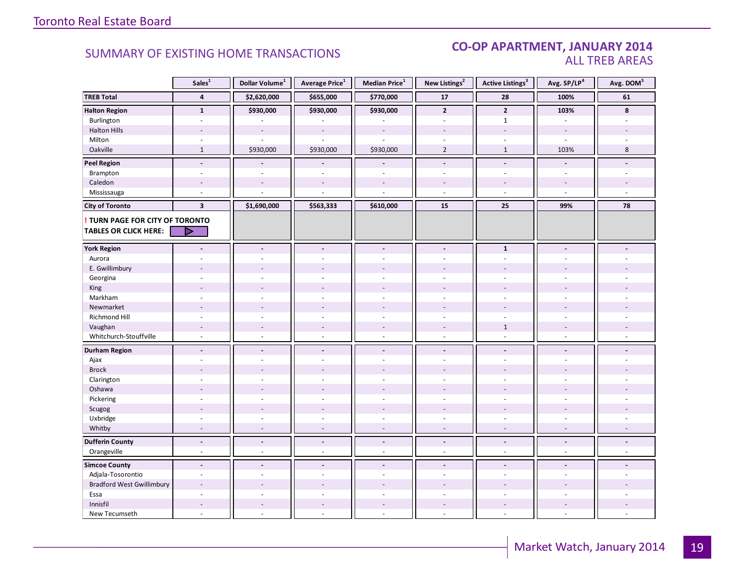## SUMMARY OF EXISTING HOME TRANSACTIONS

### CO-OP APARTMENT, JANUARY 2014
### ALL TREB AREAS

| | Sales[1] | Dollar Volume[1] | Average Price[1] | Median Price[1] | New Listings[2] | Active Listings[3] | Avg. SP/LP[4] | Avg. DOM[5] |
|---|---|---|---|---|---|---|---|---|
| **TREB Total** | **4** | **$2,620,000** | **$655,000** | **$770,000** | **17** | **28** | **100%** | **61** |
| **Halton Region** | **1** | **$930,000** | **$930,000** | **$930,000** | **2** | **2** | **103%** | **8** |
| Burlington | - | - | - | - | - | 1 | - | - |
| Halton Hills | - | - | - | - | - | - | - | - |
| Milton | - | - | - | - | - | - | - | - |
| Oakville | 1 | $930,000 | $930,000 | $930,000 | 2 | 1 | 103% | 8 |
| **Peel Region** | **-** | **-** | **-** | **-** | **-** | **-** | **-** | **-** |
| Brampton | - | - | - | - | - | - | - | - |
| Caledon | - | - | - | - | - | - | - | - |
| Mississauga | - | - | - | - | - | - | - | - |
| **City of Toronto** | **3** | **$1,690,000** | **$563,333** | **$610,000** | **15** | **25** | **99%** | **78** |
| **! TURN PAGE FOR CITY OF TORONTO TABLES OR CLICK HERE:** | | | | | | | | |
| **York Region** | **-** | **-** | **-** | **-** | **-** | **1** | **-** | **-** |
| Aurora | - | - | - | - | - | - | - | - |
| E. Gwillimbury | - | - | - | - | - | - | - | - |
| Georgina | - | - | - | - | - | - | - | - |
| King | - | - | - | - | - | - | - | - |
| Markham | - | - | - | - | - | - | - | - |
| Newmarket | - | - | - | - | - | - | - | - |
| Richmond Hill | - | - | - | - | - | - | - | - |
| Vaughan | - | - | - | - | - | 1 | - | - |
| Whitchurch-Stouffville | - | - | - | - | - | - | - | - |
| **Durham Region** | **-** | **-** | **-** | **-** | **-** | **-** | **-** | **-** |
| Ajax | - | - | - | - | - | - | - | - |
| Brock | - | - | - | - | - | - | - | - |
| Clarington | - | - | - | - | - | - | - | - |
| Oshawa | - | - | - | - | - | - | - | - |
| Pickering | - | - | - | - | - | - | - | - |
| Scugog | - | - | - | - | - | - | - | - |
| Uxbridge | - | - | - | - | - | - | - | - |
| Whitby | - | - | - | - | - | - | - | - |
| **Dufferin County** | **-** | **-** | **-** | **-** | **-** | **-** | **-** | **-** |
| Orangeville | - | - | - | - | - | - | - | - |
| **Simcoe County** | **-** | **-** | **-** | **-** | **-** | **-** | **-** | **-** |
| Adjala-Tosorontio | - | - | - | - | - | - | - | - |
| Bradford West Gwillimbury | - | - | - | - | - | - | - | - |
| Essa | - | - | - | - | - | - | - | - |
| Innisfil | - | - | - | - | - | - | - | - |
| New Tecumseth | - | - | - | - | - | - | - | - |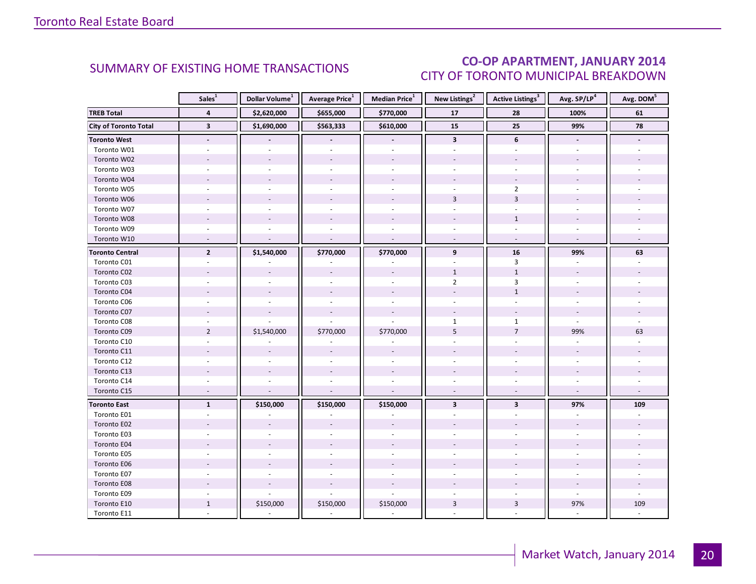## SUMMARY OF EXISTING HOME TRANSACTIONS

## CO-OP APARTMENT, JANUARY 2014
### CITY OF TORONTO MUNICIPAL BREAKDOWN

| | Sales[1] | Dollar Volume[1] | Average Price[1] | Median Price[1] | New Listings[2] | Active Listings[3] | Avg. SP/LP[4] | Avg. DOM[5] |
|---|---|---|---|---|---|---|---|---|
| **TREB Total** | **4** | **$2,620,000** | **$655,000** | **$770,000** | **17** | **28** | **100%** | **61** |
| **City of Toronto Total** | **3** | **$1,690,000** | **$563,333** | **$610,000** | **15** | **25** | **99%** | **78** |
| **Toronto West** | **-** | **-** | **-** | **-** | **3** | **6** | **-** | **-** |
| Toronto W01 | - | - | - | - | - | - | - | - |
| Toronto W02 | - | - | - | - | - | - | - | - |
| Toronto W03 | - | - | - | - | - | - | - | - |
| Toronto W04 | - | - | - | - | - | - | - | - |
| Toronto W05 | - | - | - | - | - | 2 | - | - |
| Toronto W06 | - | - | - | - | 3 | 3 | - | - |
| Toronto W07 | - | - | - | - | - | - | - | - |
| Toronto W08 | - | - | - | - | - | 1 | - | - |
| Toronto W09 | - | - | - | - | - | - | - | - |
| Toronto W10 | - | - | - | - | - | - | - | - |
| **Toronto Central** | **2** | **$1,540,000** | **$770,000** | **$770,000** | **9** | **16** | **99%** | **63** |
| Toronto C01 | - | - | - | - | - | 3 | - | - |
| Toronto C02 | - | - | - | - | 1 | 1 | - | - |
| Toronto C03 | - | - | - | - | 2 | 3 | - | - |
| Toronto C04 | - | - | - | - | - | 1 | - | - |
| Toronto C06 | - | - | - | - | - | - | - | - |
| Toronto C07 | - | - | - | - | - | - | - | - |
| Toronto C08 | - | - | - | - | 1 | 1 | - | - |
| Toronto C09 | 2 | $1,540,000 | $770,000 | $770,000 | 5 | 7 | 99% | 63 |
| Toronto C10 | - | - | - | - | - | - | - | - |
| Toronto C11 | - | - | - | - | - | - | - | - |
| Toronto C12 | - | - | - | - | - | - | - | - |
| Toronto C13 | - | - | - | - | - | - | - | - |
| Toronto C14 | - | - | - | - | - | - | - | - |
| Toronto C15 | - | - | - | - | - | - | - | - |
| **Toronto East** | **1** | **$150,000** | **$150,000** | **$150,000** | **3** | **3** | **97%** | **109** |
| Toronto E01 | - | - | - | - | - | - | - | - |
| Toronto E02 | - | - | - | - | - | - | - | - |
| Toronto E03 | - | - | - | - | - | - | - | - |
| Toronto E04 | - | - | - | - | - | - | - | - |
| Toronto E05 | - | - | - | - | - | - | - | - |
| Toronto E06 | - | - | - | - | - | - | - | - |
| Toronto E07 | - | - | - | - | - | - | - | - |
| Toronto E08 | - | - | - | - | - | - | - | - |
| Toronto E09 | - | - | - | - | - | - | - | - |
| Toronto E10 | 1 | $150,000 | $150,000 | $150,000 | 3 | 3 | 97% | 109 |
| Toronto E11 | - | - | - | - | - | - | - | - |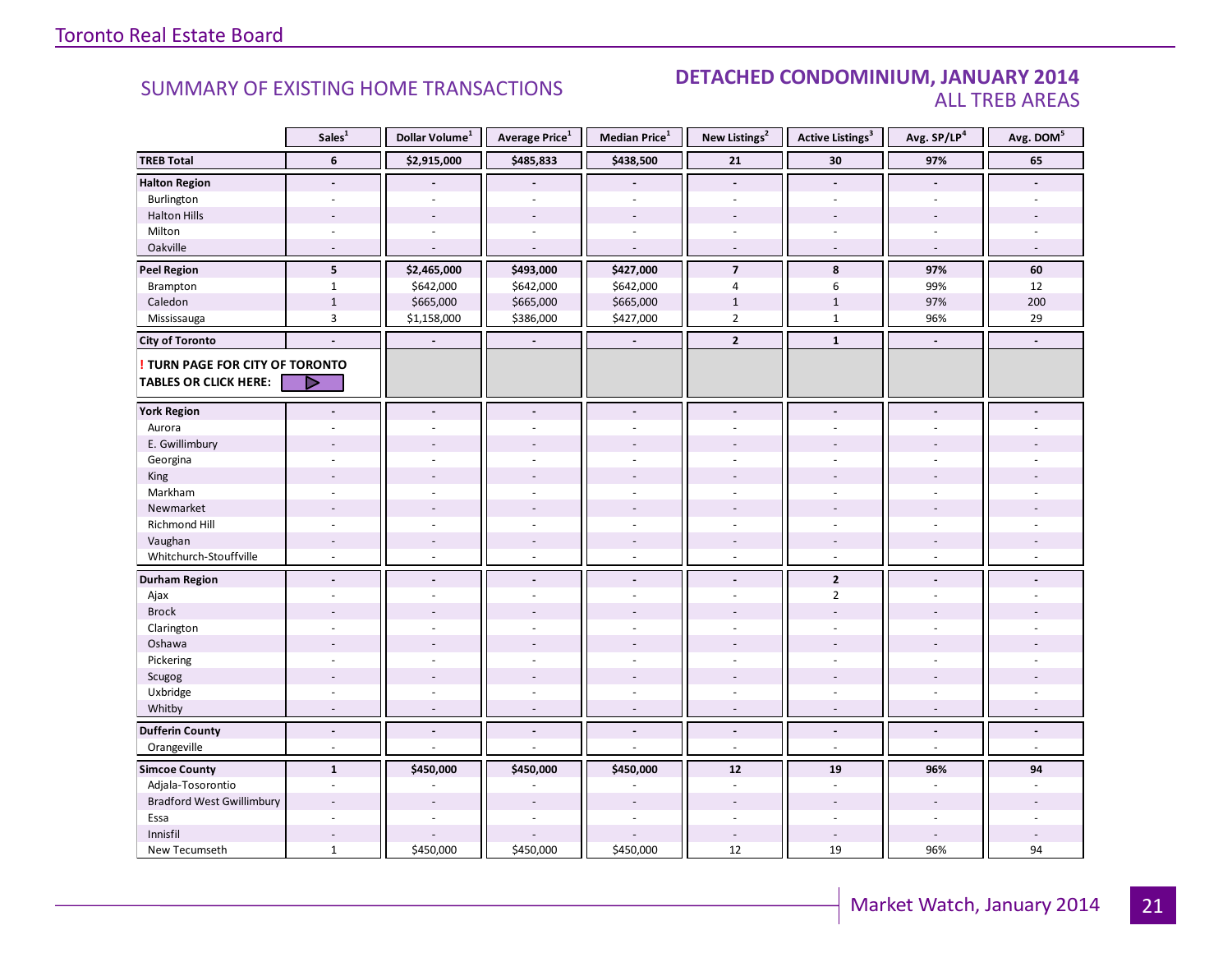## SUMMARY OF EXISTING HOME TRANSACTIONS

## DETACHED CONDOMINIUM, JANUARY 2014
### ALL TREB AREAS

| | Sales[1] | Dollar Volume[1] | Average Price[1] | Median Price[1] | New Listings[2] | Active Listings[3] | Avg. SP/LP[4] | Avg. DOM[5] |
|---|---|---|---|---|---|---|---|---|
| **TREB Total** | **6** | **$2,915,000** | **$485,833** | **$438,500** | **21** | **30** | **97%** | **65** |
| **Halton Region** | **-** | **-** | **-** | **-** | **-** | **-** | **-** | **-** |
| Burlington | - | - | - | - | - | - | - | - |
| Halton Hills | - | - | - | - | - | - | - | - |
| Milton | - | - | - | - | - | - | - | - |
| Oakville | - | - | - | - | - | - | - | - |
| **Peel Region** | **5** | **$2,465,000** | **$493,000** | **$427,000** | **7** | **8** | **97%** | **60** |
| Brampton | 1 | $642,000 | $642,000 | $642,000 | 4 | 6 | 99% | 12 |
| Caledon | 1 | $665,000 | $665,000 | $665,000 | 1 | 1 | 97% | 200 |
| Mississauga | 3 | $1,158,000 | $386,000 | $427,000 | 2 | 1 | 96% | 29 |
| **City of Toronto** | **-** | **-** | **-** | **-** | **2** | **1** | **-** | **-** |
| **! TURN PAGE FOR CITY OF TORONTO TABLES OR CLICK HERE:** | | | | | | | | |
| **York Region** | **-** | **-** | **-** | **-** | **-** | **-** | **-** | **-** |
| Aurora | - | - | - | - | - | - | - | - |
| E. Gwillimbury | - | - | - | - | - | - | - | - |
| Georgina | - | - | - | - | - | - | - | - |
| King | - | - | - | - | - | - | - | - |
| Markham | - | - | - | - | - | - | - | - |
| Newmarket | - | - | - | - | - | - | - | - |
| Richmond Hill | - | - | - | - | - | - | - | - |
| Vaughan | - | - | - | - | - | - | - | - |
| Whitchurch-Stouffville | - | - | - | - | - | - | - | - |
| **Durham Region** | **-** | **-** | **-** | **-** | **-** | **2** | **-** | **-** |
| Ajax | - | - | - | - | - | 2 | - | - |
| Brock | - | - | - | - | - | - | - | - |
| Clarington | - | - | - | - | - | - | - | - |
| Oshawa | - | - | - | - | - | - | - | - |
| Pickering | - | - | - | - | - | - | - | - |
| Scugog | - | - | - | - | - | - | - | - |
| Uxbridge | - | - | - | - | - | - | - | - |
| Whitby | - | - | - | - | - | - | - | - |
| **Dufferin County** | **-** | **-** | **-** | **-** | **-** | **-** | **-** | **-** |
| Orangeville | - | - | - | - | - | - | - | - |
| **Simcoe County** | **1** | **$450,000** | **$450,000** | **$450,000** | **12** | **19** | **96%** | **94** |
| Adjala-Tosorontio | - | - | - | - | - | - | - | - |
| Bradford West Gwillimbury | - | - | - | - | - | - | - | - |
| Essa | - | - | - | - | - | - | - | - |
| Innisfil | - | - | - | - | - | - | - | - |
| New Tecumseth | 1 | $450,000 | $450,000 | $450,000 | 12 | 19 | 96% | 94 |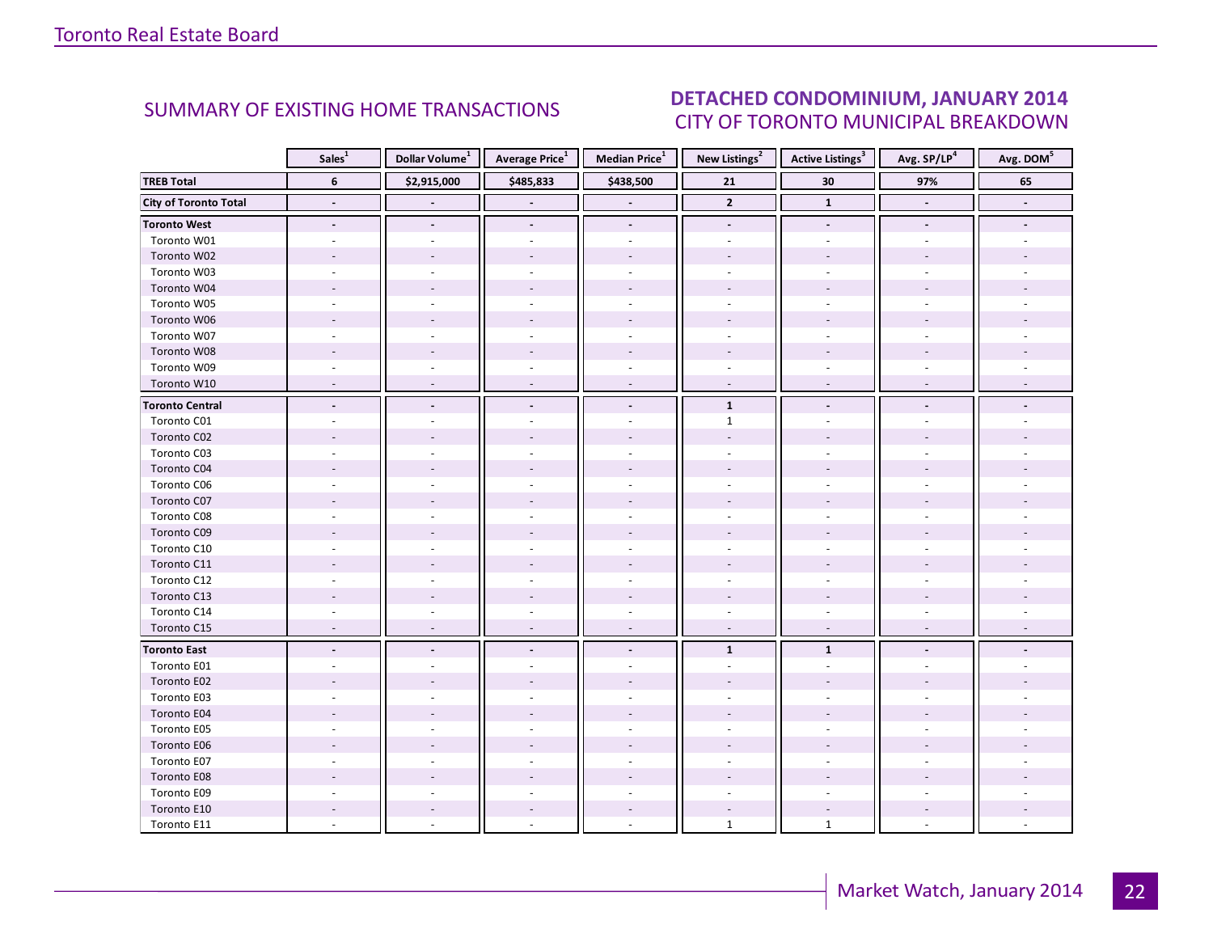## SUMMARY OF EXISTING HOME TRANSACTIONS

## DETACHED CONDOMINIUM, JANUARY 2014
### CITY OF TORONTO MUNICIPAL BREAKDOWN

| | Sales[1] | Dollar Volume[1] | Average Price[1] | Median Price[1] | New Listings[2] | Active Listings[3] | Avg. SP/LP[4] | Avg. DOM[5] |
|---|---|---|---|---|---|---|---|---|
| **TREB Total** | **6** | **$2,915,000** | **$485,833** | **$438,500** | **21** | **30** | **97%** | **65** |
| **City of Toronto Total** | **-** | **-** | **-** | **-** | **2** | **1** | **-** | **-** |
| **Toronto West** | **-** | **-** | **-** | **-** | **-** | **-** | **-** | **-** |
| Toronto W01 | - | - | - | - | - | - | - | - |
| Toronto W02 | - | - | - | - | - | - | - | - |
| Toronto W03 | - | - | - | - | - | - | - | - |
| Toronto W04 | - | - | - | - | - | - | - | - |
| Toronto W05 | - | - | - | - | - | - | - | - |
| Toronto W06 | - | - | - | - | - | - | - | - |
| Toronto W07 | - | - | - | - | - | - | - | - |
| Toronto W08 | - | - | - | - | - | - | - | - |
| Toronto W09 | - | - | - | - | - | - | - | - |
| Toronto W10 | - | - | - | - | - | - | - | - |
| **Toronto Central** | **-** | **-** | **-** | **-** | **1** | **-** | **-** | **-** |
| Toronto C01 | - | - | - | - | 1 | - | - | - |
| Toronto C02 | - | - | - | - | - | - | - | - |
| Toronto C03 | - | - | - | - | - | - | - | - |
| Toronto C04 | - | - | - | - | - | - | - | - |
| Toronto C06 | - | - | - | - | - | - | - | - |
| Toronto C07 | - | - | - | - | - | - | - | - |
| Toronto C08 | - | - | - | - | - | - | - | - |
| Toronto C09 | - | - | - | - | - | - | - | - |
| Toronto C10 | - | - | - | - | - | - | - | - |
| Toronto C11 | - | - | - | - | - | - | - | - |
| Toronto C12 | - | - | - | - | - | - | - | - |
| Toronto C13 | - | - | - | - | - | - | - | - |
| Toronto C14 | - | - | - | - | - | - | - | - |
| Toronto C15 | - | - | - | - | - | - | - | - |
| **Toronto East** | **-** | **-** | **-** | **-** | **1** | **1** | **-** | **-** |
| Toronto E01 | - | - | - | - | - | - | - | - |
| Toronto E02 | - | - | - | - | - | - | - | - |
| Toronto E03 | - | - | - | - | - | - | - | - |
| Toronto E04 | - | - | - | - | - | - | - | - |
| Toronto E05 | - | - | - | - | - | - | - | - |
| Toronto E06 | - | - | - | - | - | - | - | - |
| Toronto E07 | - | - | - | - | - | - | - | - |
| Toronto E08 | - | - | - | - | - | - | - | - |
| Toronto E09 | - | - | - | - | - | - | - | - |
| Toronto E10 | - | - | - | - | - | - | - | - |
| Toronto E11 | - | - | - | - | 1 | 1 | - | - |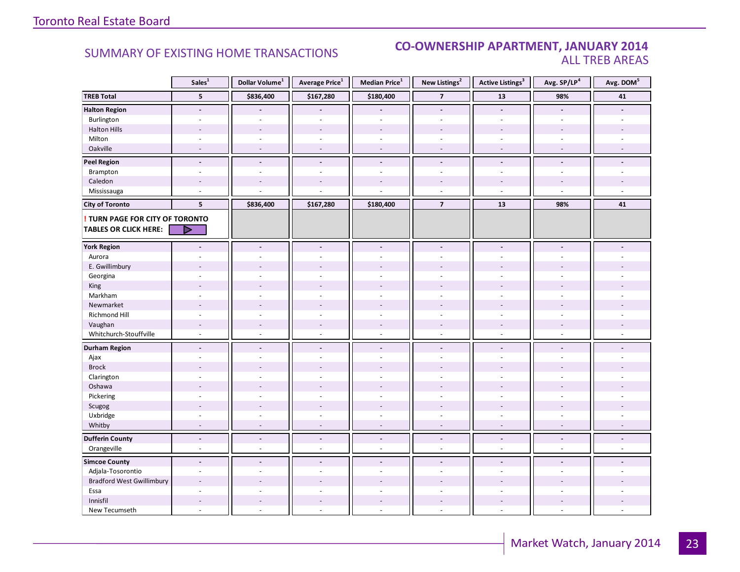Toronto Real Estate Board

## SUMMARY OF EXISTING HOME TRANSACTIONS

## CO-OWNERSHIP APARTMENT, JANUARY 2014
### ALL TREB AREAS

| | Sales[1] | Dollar Volume[1] | Average Price[1] | Median Price[1] | New Listings[2] | Active Listings[3] | Avg. SP/LP[4] | Avg. DOM[5] |
|---|---|---|---|---|---|---|---|---|
| **TREB Total** | **5** | **$836,400** | **$167,280** | **$180,400** | **7** | **13** | **98%** | **41** |
| **Halton Region** | **-** | **-** | **-** | **-** | **-** | **-** | **-** | **-** |
| Burlington | - | - | - | - | - | - | - | - |
| Halton Hills | - | - | - | - | - | - | - | - |
| Milton | - | - | - | - | - | - | - | - |
| Oakville | - | - | - | - | - | - | - | - |
| **Peel Region** | **-** | **-** | **-** | **-** | **-** | **-** | **-** | **-** |
| Brampton | - | - | - | - | - | - | - | - |
| Caledon | - | - | - | - | - | - | - | - |
| Mississauga | - | - | - | - | - | - | - | - |
| **City of Toronto** | **5** | **$836,400** | **$167,280** | **$180,400** | **7** | **13** | **98%** | **41** |
| **! TURN PAGE FOR CITY OF TORONTO TABLES OR CLICK HERE:** | | | | | | | | |
| **York Region** | **-** | **-** | **-** | **-** | **-** | **-** | **-** | **-** |
| Aurora | - | - | - | - | - | - | - | - |
| E. Gwillimbury | - | - | - | - | - | - | - | - |
| Georgina | - | - | - | - | - | - | - | - |
| King | - | - | - | - | - | - | - | - |
| Markham | - | - | - | - | - | - | - | - |
| Newmarket | - | - | - | - | - | - | - | - |
| Richmond Hill | - | - | - | - | - | - | - | - |
| Vaughan | - | - | - | - | - | - | - | - |
| Whitchurch-Stouffville | - | - | - | - | - | - | - | - |
| **Durham Region** | **-** | **-** | **-** | **-** | **-** | **-** | **-** | **-** |
| Ajax | - | - | - | - | - | - | - | - |
| Brock | - | - | - | - | - | - | - | - |
| Clarington | - | - | - | - | - | - | - | - |
| Oshawa | - | - | - | - | - | - | - | - |
| Pickering | - | - | - | - | - | - | - | - |
| Scugog | - | - | - | - | - | - | - | - |
| Uxbridge | - | - | - | - | - | - | - | - |
| Whitby | - | - | - | - | - | - | - | - |
| **Dufferin County** | **-** | **-** | **-** | **-** | **-** | **-** | **-** | **-** |
| Orangeville | - | - | - | - | - | - | - | - |
| **Simcoe County** | **-** | **-** | **-** | **-** | **-** | **-** | **-** | **-** |
| Adjala-Tosorontio | - | - | - | - | - | - | - | - |
| Bradford West Gwillimbury | - | - | - | - | - | - | - | - |
| Essa | - | - | - | - | - | - | - | - |
| Innisfil | - | - | - | - | - | - | - | - |
| New Tecumseth | - | - | - | - | - | - | - | - |

Market Watch, January 2014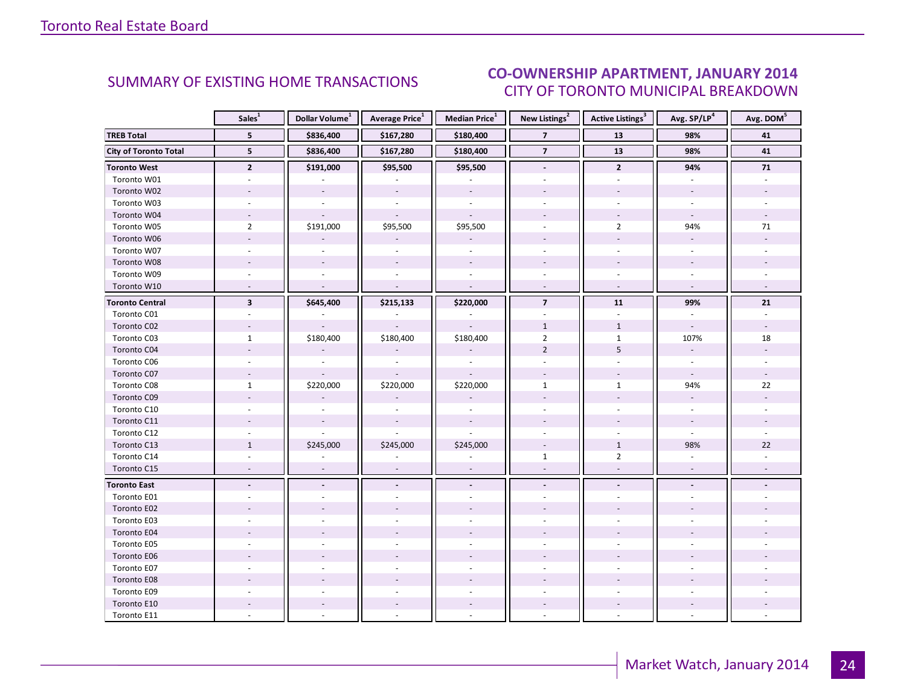## SUMMARY OF EXISTING HOME TRANSACTIONS

## CO-OWNERSHIP APARTMENT, JANUARY 2014
### CITY OF TORONTO MUNICIPAL BREAKDOWN

| | Sales[1] | Dollar Volume[1] | Average Price[1] | Median Price[1] | New Listings[2] | Active Listings[3] | Avg. SP/LP[4] | Avg. DOM[5] |
|---|---|---|---|---|---|---|---|---|
| **TREB Total** | **5** | **$836,400** | **$167,280** | **$180,400** | **7** | **13** | **98%** | **41** |
| **City of Toronto Total** | **5** | **$836,400** | **$167,280** | **$180,400** | **7** | **13** | **98%** | **41** |
| **Toronto West** | **2** | **$191,000** | **$95,500** | **$95,500** | **-** | **2** | **94%** | **71** |
| Toronto W01 | - | - | - | - | - | - | - | - |
| Toronto W02 | - | - | - | - | - | - | - | - |
| Toronto W03 | - | - | - | - | - | - | - | - |
| Toronto W04 | - | - | - | - | - | - | - | - |
| Toronto W05 | 2 | $191,000 | $95,500 | $95,500 | - | 2 | 94% | 71 |
| Toronto W06 | - | - | - | - | - | - | - | - |
| Toronto W07 | - | - | - | - | - | - | - | - |
| Toronto W08 | - | - | - | - | - | - | - | - |
| Toronto W09 | - | - | - | - | - | - | - | - |
| Toronto W10 | - | - | - | - | - | - | - | - |
| **Toronto Central** | **3** | **$645,400** | **$215,133** | **$220,000** | **7** | **11** | **99%** | **21** |
| Toronto C01 | - | - | - | - | - | - | - | - |
| Toronto C02 | - | - | - | - | 1 | 1 | - | - |
| Toronto C03 | 1 | $180,400 | $180,400 | $180,400 | 2 | 1 | 107% | 18 |
| Toronto C04 | - | - | - | - | 2 | 5 | - | - |
| Toronto C06 | - | - | - | - | - | - | - | - |
| Toronto C07 | - | - | - | - | - | - | - | - |
| Toronto C08 | 1 | $220,000 | $220,000 | $220,000 | 1 | 1 | 94% | 22 |
| Toronto C09 | - | - | - | - | - | - | - | - |
| Toronto C10 | - | - | - | - | - | - | - | - |
| Toronto C11 | - | - | - | - | - | - | - | - |
| Toronto C12 | - | - | - | - | - | - | - | - |
| Toronto C13 | 1 | $245,000 | $245,000 | $245,000 | - | 1 | 98% | 22 |
| Toronto C14 | - | - | - | - | 1 | 2 | - | - |
| Toronto C15 | - | - | - | - | - | - | - | - |
| **Toronto East** | **-** | **-** | **-** | **-** | **-** | **-** | **-** | **-** |
| Toronto E01 | - | - | - | - | - | - | - | - |
| Toronto E02 | - | - | - | - | - | - | - | - |
| Toronto E03 | - | - | - | - | - | - | - | - |
| Toronto E04 | - | - | - | - | - | - | - | - |
| Toronto E05 | - | - | - | - | - | - | - | - |
| Toronto E06 | - | - | - | - | - | - | - | - |
| Toronto E07 | - | - | - | - | - | - | - | - |
| Toronto E08 | - | - | - | - | - | - | - | - |
| Toronto E09 | - | - | - | - | - | - | - | - |
| Toronto E10 | - | - | - | - | - | - | - | - |
| Toronto E11 | - | - | - | - | - | - | - | - |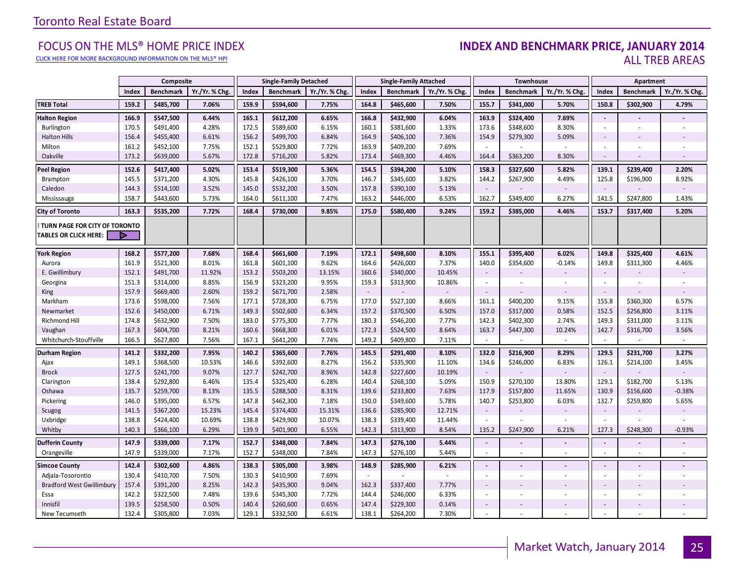Toronto Real Estate Board

## FOCUS ON THE MLS® HOME PRICE INDEX

CLICK HERE FOR MORE BACKGROUND INFORMATION ON THE MLS® HPI

## INDEX AND BENCHMARK PRICE, JANUARY 2014
### ALL TREB AREAS

| | Composite | | | Single-Family Detached | | | Single-Family Attached | | | Townhouse | | | Apartment | | |
|---|---|---|---|---|---|---|---|---|---|---|---|---|---|---|---|
| | Index | Benchmark | Yr./Yr. % Chg. | Index | Benchmark | Yr./Yr. % Chg. | Index | Benchmark | Yr./Yr. % Chg. | Index | Benchmark | Yr./Yr. % Chg. | Index | Benchmark | Yr./Yr. % Chg. |
| **TREB Total** | **159.2** | **$485,700** | **7.06%** | **159.9** | **$594,600** | **7.75%** | **164.8** | **$465,600** | **7.50%** | **155.7** | **$341,000** | **5.70%** | **150.8** | **$302,900** | **4.79%** |
| **Halton Region** | **166.9** | **$547,500** | **6.44%** | **165.1** | **$612,200** | **6.65%** | **166.8** | **$432,900** | **6.04%** | **163.9** | **$324,400** | **7.69%** | **-** | **-** | **-** |
| Burlington | 170.5 | $491,400 | 4.28% | 172.5 | $589,600 | 6.15% | 160.1 | $381,600 | 1.33% | 173.6 | $348,600 | 8.30% | - | - | - |
| Halton Hills | 156.4 | $455,400 | 6.61% | 156.2 | $499,700 | 6.84% | 164.9 | $406,100 | 7.36% | 154.9 | $279,300 | 5.09% | - | - | - |
| Milton | 161.2 | $452,100 | 7.75% | 152.1 | $529,800 | 7.72% | 163.9 | $409,200 | 7.69% | - | - | - | - | - | - |
| Oakville | 173.2 | $639,000 | 5.67% | 172.8 | $716,200 | 5.82% | 173.4 | $469,300 | 4.46% | 164.4 | $363,200 | 8.30% | - | - | - |
| **Peel Region** | **152.6** | **$417,400** | **5.02%** | **153.4** | **$519,300** | **5.36%** | **154.5** | **$394,200** | **5.10%** | **158.3** | **$327,600** | **5.82%** | **139.1** | **$239,400** | **2.20%** |
| Brampton | 145.5 | $371,200 | 4.30% | 145.8 | $426,100 | 3.70% | 146.7 | $345,600 | 3.82% | 144.2 | $267,900 | 4.49% | 125.8 | $196,900 | 8.92% |
| Caledon | 144.3 | $514,100 | 3.52% | 145.0 | $532,200 | 3.50% | 157.8 | $390,100 | 5.13% | - | - | - | - | - | - |
| Mississauga | 158.7 | $443,600 | 5.73% | 164.0 | $611,100 | 7.47% | 163.2 | $446,000 | 6.53% | 162.7 | $349,400 | 6.27% | 141.5 | $247,800 | 1.43% |
| **City of Toronto** | **163.3** | **$535,200** | **7.72%** | **168.4** | **$730,000** | **9.85%** | **175.0** | **$580,400** | **9.24%** | **159.2** | **$385,000** | **4.46%** | **153.7** | **$317,400** | **5.20%** |
| **! TURN PAGE FOR CITY OF TORONTO TABLES OR CLICK HERE:** | | | | | | | | | | | | | | | |
| **York Region** | **168.2** | **$577,200** | **7.68%** | **168.4** | **$661,600** | **7.19%** | **172.1** | **$498,600** | **8.10%** | **155.1** | **$395,400** | **6.02%** | **149.8** | **$325,400** | **4.61%** |
| Aurora | 161.9 | $521,300 | 8.01% | 161.8 | $601,100 | 9.62% | 164.6 | $426,000 | 7.37% | 140.0 | $354,600 | -0.14% | 149.8 | $311,300 | 4.46% |
| E. Gwillimbury | 152.1 | $491,700 | 11.92% | 153.2 | $503,200 | 13.15% | 160.6 | $340,000 | 10.45% | - | - | - | - | - | - |
| Georgina | 151.3 | $314,000 | 8.85% | 156.9 | $323,200 | 9.95% | 159.3 | $313,900 | 10.86% | - | - | - | - | - | - |
| King | 157.9 | $669,400 | 2.60% | 159.2 | $671,700 | 2.58% | - | - | - | - | - | - | - | - | - |
| Markham | 173.6 | $598,000 | 7.56% | 177.1 | $728,300 | 6.75% | 177.0 | $527,100 | 8.66% | 161.1 | $400,200 | 9.15% | 155.8 | $360,300 | 6.57% |
| Newmarket | 152.6 | $450,000 | 6.71% | 149.3 | $502,600 | 6.34% | 157.2 | $370,500 | 6.50% | 157.0 | $317,000 | 0.58% | 152.5 | $256,800 | 3.11% |
| Richmond Hill | 174.8 | $632,900 | 7.50% | 183.0 | $775,300 | 7.77% | 180.3 | $546,200 | 7.77% | 142.3 | $402,300 | 2.74% | 149.3 | $311,000 | 3.11% |
| Vaughan | 167.3 | $604,700 | 8.21% | 160.6 | $668,300 | 6.01% | 172.3 | $524,500 | 8.64% | 163.7 | $447,300 | 10.24% | 142.7 | $316,700 | 3.56% |
| Whitchurch-Stouffville | 166.5 | $627,800 | 7.56% | 167.1 | $641,200 | 7.74% | 149.2 | $409,800 | 7.11% | - | - | - | - | - | - |
| **Durham Region** | **141.2** | **$332,200** | **7.95%** | **140.2** | **$365,600** | **7.76%** | **145.5** | **$291,400** | **8.10%** | **132.0** | **$216,900** | **8.29%** | **129.5** | **$231,700** | **3.27%** |
| Ajax | 149.1 | $368,500 | 10.53% | 146.6 | $392,600 | 8.27% | 156.2 | $335,900 | 11.10% | 134.6 | $246,000 | 6.83% | 126.1 | $214,100 | 3.45% |
| Brock | 127.5 | $241,700 | 9.07% | 127.7 | $242,700 | 8.96% | 142.8 | $227,600 | 10.19% | - | - | - | - | - | - |
| Clarington | 138.4 | $292,800 | 6.46% | 135.4 | $325,400 | 6.28% | 140.4 | $268,100 | 5.09% | 150.9 | $270,100 | 13.80% | 129.1 | $182,700 | 5.13% |
| Oshawa | 135.7 | $259,700 | 8.13% | 135.5 | $288,500 | 8.31% | 139.6 | $233,800 | 7.63% | 117.9 | $157,800 | 11.65% | 130.9 | $156,600 | -0.38% |
| Pickering | 146.0 | $395,000 | 6.57% | 147.8 | $462,300 | 7.18% | 150.0 | $349,600 | 5.78% | 140.7 | $253,800 | 6.03% | 132.7 | $259,800 | 5.65% |
| Scugog | 141.5 | $367,200 | 15.23% | 145.4 | $374,400 | 15.31% | 136.6 | $285,900 | 12.71% | - | - | - | - | - | - |
| Uxbridge | 138.8 | $424,400 | 10.69% | 138.8 | $429,900 | 10.07% | 138.3 | $339,400 | 11.44% | - | - | - | - | - | - |
| Whitby | 140.3 | $366,100 | 6.29% | 139.9 | $401,900 | 6.55% | 142.3 | $313,900 | 8.54% | 135.2 | $247,900 | 6.21% | 127.3 | $248,300 | -0.93% |
| **Dufferin County** | **147.9** | **$339,000** | **7.17%** | **152.7** | **$348,000** | **7.84%** | **147.3** | **$276,100** | **5.44%** | **-** | **-** | **-** | **-** | **-** | **-** |
| Orangeville | 147.9 | $339,000 | 7.17% | 152.7 | $348,000 | 7.84% | 147.3 | $276,100 | 5.44% | - | - | - | - | - | - |
| **Simcoe County** | **142.4** | **$302,600** | **4.86%** | **138.3** | **$305,000** | **3.98%** | **148.9** | **$285,900** | **6.21%** | **-** | **-** | **-** | **-** | **-** | **-** |
| Adjala-Tosorontio | 130.4 | $410,700 | 7.50% | 130.3 | $410,900 | 7.69% | - | - | - | - | - | - | - | - | - |
| Bradford West Gwillimbury | 157.4 | $391,200 | 8.25% | 142.3 | $435,900 | 9.04% | 162.3 | $337,400 | 7.77% | - | - | - | - | - | - |
| Essa | 142.2 | $322,500 | 7.48% | 139.6 | $345,300 | 7.72% | 144.4 | $246,000 | 6.33% | - | - | - | - | - | - |
| Innisfil | 139.5 | $258,500 | 0.50% | 140.4 | $260,600 | 0.65% | 147.4 | $229,300 | 0.14% | - | - | - | - | - | - |
| New Tecumseth | 132.4 | $305,800 | 7.03% | 129.1 | $332,500 | 6.61% | 138.1 | $264,200 | 7.30% | - | - | - | - | - | - |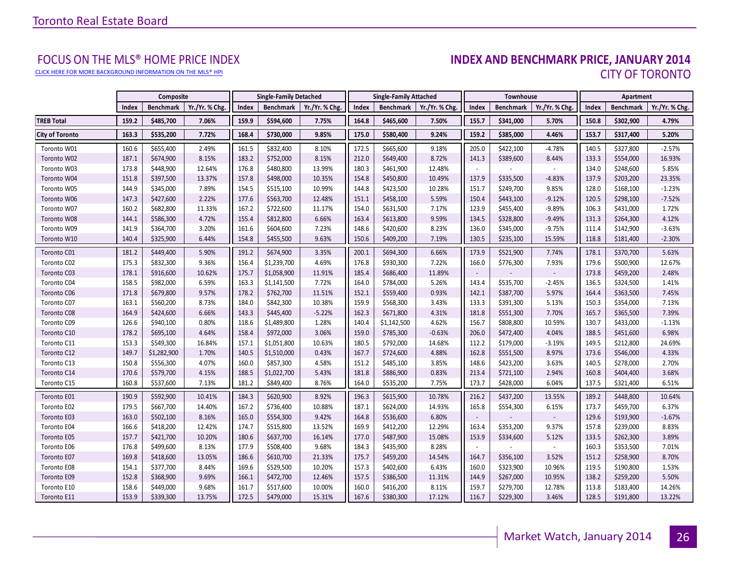Toronto Real Estate Board

## FOCUS ON THE MLS® HOME PRICE INDEX

CLICK HERE FOR MORE BACKGROUND INFORMATION ON THE MLS® HPI

## INDEX AND BENCHMARK PRICE, JANUARY 2014
### CITY OF TORONTO

| | Composite | | | Single-Family Detached | | | Single-Family Attached | | | Townhouse | | | Apartment | | |
|---|---|---|---|---|---|---|---|---|---|---|---|---|---|---|---|
| | Index | Benchmark | Yr./Yr. % Chg. | Index | Benchmark | Yr./Yr. % Chg. | Index | Benchmark | Yr./Yr. % Chg. | Index | Benchmark | Yr./Yr. % Chg. | Index | Benchmark | Yr./Yr. % Chg. |
| **TREB Total** | **159.2** | **$485,700** | **7.06%** | **159.9** | **$594,600** | **7.75%** | **164.8** | **$465,600** | **7.50%** | **155.7** | **$341,000** | **5.70%** | **150.8** | **$302,900** | **4.79%** |
| **City of Toronto** | **163.3** | **$535,200** | **7.72%** | **168.4** | **$730,000** | **9.85%** | **175.0** | **$580,400** | **9.24%** | **159.2** | **$385,000** | **4.46%** | **153.7** | **$317,400** | **5.20%** |
| Toronto W01 | 160.6 | $655,400 | 2.49% | 161.5 | $832,400 | 8.10% | 172.5 | $665,600 | 9.18% | 205.0 | $422,100 | -4.78% | 140.5 | $327,800 | -2.57% |
| Toronto W02 | 187.1 | $674,900 | 8.15% | 183.2 | $752,000 | 8.15% | 212.0 | $649,400 | 8.72% | 141.3 | $389,600 | 8.44% | 133.3 | $554,000 | 16.93% |
| Toronto W03 | 173.8 | $448,900 | 12.64% | 176.8 | $480,800 | 13.99% | 180.3 | $461,900 | 12.48% | - | - | - | 134.0 | $248,600 | 5.85% |
| Toronto W04 | 151.8 | $397,500 | 13.37% | 157.8 | $498,000 | 10.35% | 154.8 | $450,800 | 10.49% | 137.9 | $335,500 | -4.83% | 137.9 | $203,200 | 23.35% |
| Toronto W05 | 144.9 | $345,000 | 7.89% | 154.5 | $515,100 | 10.99% | 144.8 | $423,500 | 10.28% | 151.7 | $249,700 | 9.85% | 128.0 | $168,100 | -1.23% |
| Toronto W06 | 147.3 | $427,600 | 2.22% | 177.6 | $563,700 | 12.48% | 151.1 | $458,100 | 5.59% | 150.4 | $443,100 | -9.12% | 120.5 | $298,100 | -7.52% |
| Toronto W07 | 160.2 | $682,800 | 11.33% | 167.2 | $722,600 | 11.17% | 154.0 | $631,500 | 7.17% | 123.9 | $455,400 | -9.89% | 106.3 | $431,000 | 1.72% |
| Toronto W08 | 144.1 | $586,300 | 4.72% | 155.4 | $812,800 | 6.66% | 163.4 | $613,800 | 9.59% | 134.5 | $328,800 | -9.49% | 131.3 | $264,300 | 4.12% |
| Toronto W09 | 141.9 | $364,700 | 3.20% | 161.6 | $604,600 | 7.23% | 148.6 | $420,600 | 8.23% | 136.0 | $345,000 | -9.75% | 111.4 | $142,900 | -3.63% |
| Toronto W10 | 140.4 | $325,900 | 6.44% | 154.8 | $455,500 | 9.63% | 150.6 | $409,200 | 7.19% | 130.5 | $235,100 | 15.59% | 118.8 | $181,400 | -2.30% |
| Toronto C01 | 181.2 | $449,400 | 5.90% | 191.2 | $674,900 | 3.35% | 200.1 | $694,300 | 6.66% | 173.9 | $521,900 | 7.74% | 178.1 | $370,700 | 5.63% |
| Toronto C02 | 175.3 | $832,300 | 9.36% | 156.4 | $1,239,700 | 4.69% | 176.8 | $930,300 | 7.22% | 166.0 | $776,300 | 7.93% | 179.6 | $500,900 | 12.67% |
| Toronto C03 | 178.1 | $916,600 | 10.62% | 175.7 | $1,058,900 | 11.91% | 185.4 | $686,400 | 11.89% | - | - | - | 173.8 | $459,200 | 2.48% |
| Toronto C04 | 158.5 | $982,000 | 6.59% | 163.3 | $1,141,500 | 7.72% | 164.0 | $784,000 | 5.26% | 143.4 | $535,700 | -2.45% | 136.5 | $324,500 | 1.41% |
| Toronto C06 | 171.8 | $679,800 | 9.57% | 178.2 | $762,700 | 11.51% | 152.1 | $559,400 | 0.93% | 142.1 | $387,700 | 5.97% | 164.4 | $363,500 | 7.45% |
| Toronto C07 | 163.1 | $560,200 | 8.73% | 184.0 | $842,300 | 10.38% | 159.9 | $568,300 | 3.43% | 133.3 | $391,300 | 5.13% | 150.3 | $354,000 | 7.13% |
| Toronto C08 | 164.9 | $424,600 | 6.66% | 143.3 | $445,400 | -5.22% | 162.3 | $671,800 | 4.31% | 181.8 | $551,300 | 7.70% | 165.7 | $365,500 | 7.39% |
| Toronto C09 | 126.6 | $940,100 | 0.80% | 118.6 | $1,489,800 | 1.28% | 140.4 | $1,142,500 | 4.62% | 156.7 | $808,800 | 10.59% | 130.7 | $433,000 | -1.13% |
| Toronto C10 | 178.2 | $695,100 | 4.64% | 158.4 | $972,000 | 3.06% | 159.0 | $785,300 | -0.63% | 206.0 | $472,400 | 4.04% | 188.5 | $451,600 | 6.98% |
| Toronto C11 | 153.3 | $549,300 | 16.84% | 157.1 | $1,051,800 | 10.63% | 180.5 | $792,000 | 14.68% | 112.2 | $179,000 | -3.19% | 149.5 | $212,800 | 24.69% |
| Toronto C12 | 149.7 | $1,282,900 | 1.70% | 140.5 | $1,510,000 | 0.43% | 167.7 | $724,600 | 4.88% | 162.8 | $551,500 | 8.97% | 173.6 | $546,000 | 4.33% |
| Toronto C13 | 150.8 | $556,300 | 4.07% | 160.0 | $857,300 | 4.58% | 151.2 | $485,100 | 3.85% | 148.6 | $423,200 | 3.63% | 140.5 | $278,000 | 2.70% |
| Toronto C14 | 170.6 | $579,700 | 4.15% | 188.5 | $1,022,700 | 5.43% | 181.8 | $886,900 | 0.83% | 213.4 | $721,100 | 2.94% | 160.8 | $404,400 | 3.68% |
| Toronto C15 | 160.8 | $537,600 | 7.13% | 181.2 | $849,400 | 8.76% | 164.0 | $535,200 | 7.75% | 173.7 | $428,000 | 6.04% | 137.5 | $321,400 | 6.51% |
| Toronto E01 | 190.9 | $592,900 | 10.41% | 184.3 | $620,900 | 8.92% | 196.3 | $615,900 | 10.78% | 216.2 | $437,200 | 13.55% | 189.2 | $448,800 | 10.64% |
| Toronto E02 | 179.5 | $667,700 | 14.40% | 167.2 | $736,400 | 10.88% | 187.1 | $624,000 | 14.93% | 165.8 | $554,300 | 6.15% | 173.7 | $459,700 | 6.37% |
| Toronto E03 | 163.0 | $502,100 | 8.16% | 165.0 | $554,300 | 9.42% | 164.8 | $536,600 | 6.80% | - | - | - | 129.6 | $193,900 | -1.67% |
| Toronto E04 | 166.6 | $418,200 | 12.42% | 174.7 | $515,800 | 13.52% | 169.9 | $412,200 | 12.29% | 163.4 | $353,200 | 9.37% | 157.8 | $239,000 | 8.83% |
| Toronto E05 | 157.7 | $421,700 | 10.20% | 180.6 | $637,700 | 16.14% | 177.0 | $487,900 | 15.08% | 153.9 | $334,600 | 5.12% | 133.5 | $262,300 | 3.89% |
| Toronto E06 | 176.8 | $499,600 | 8.13% | 177.9 | $508,400 | 9.68% | 184.3 | $435,900 | 8.28% | - | - | - | 160.3 | $353,500 | 7.01% |
| Toronto E07 | 169.8 | $418,600 | 13.05% | 186.6 | $610,700 | 21.33% | 175.7 | $459,200 | 14.54% | 164.7 | $356,100 | 3.52% | 151.2 | $258,900 | 8.70% |
| Toronto E08 | 154.1 | $377,700 | 8.44% | 169.6 | $529,500 | 10.20% | 157.3 | $402,600 | 6.43% | 160.0 | $323,900 | 10.96% | 119.5 | $190,800 | 1.53% |
| Toronto E09 | 152.8 | $368,900 | 9.69% | 166.1 | $472,700 | 12.46% | 157.5 | $386,500 | 11.31% | 144.9 | $267,000 | 10.95% | 138.2 | $259,200 | 5.50% |
| Toronto E10 | 158.6 | $449,000 | 9.68% | 161.7 | $517,600 | 10.00% | 160.0 | $416,200 | 8.11% | 159.7 | $279,700 | 12.78% | 113.8 | $183,400 | 14.26% |
| Toronto E11 | 153.9 | $339,300 | 13.75% | 172.5 | $479,000 | 15.31% | 167.6 | $380,300 | 17.12% | 116.7 | $229,300 | 3.46% | 128.5 | $191,800 | 13.22% |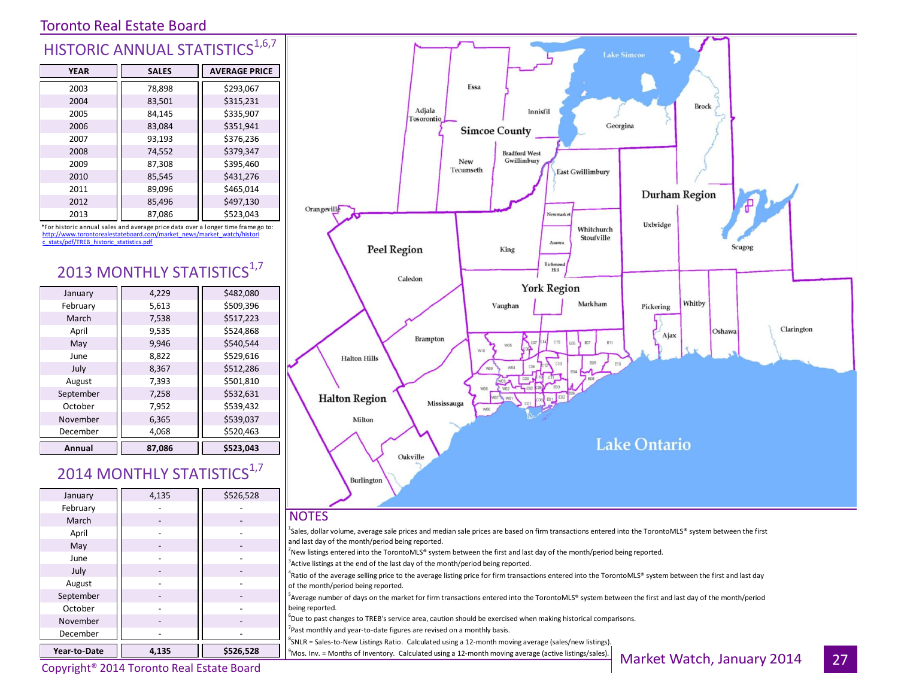Toronto Real Estate Board

## HISTORIC ANNUAL STATISTICS[1,6,7]

| YEAR | SALES | AVERAGE PRICE |
|---|---|---|
| 2003 | 78,898 | $293,067 |
| 2004 | 83,501 | $315,231 |
| 2005 | 84,145 | $335,907 |
| 2006 | 83,084 | $351,941 |
| 2007 | 93,193 | $376,236 |
| 2008 | 74,552 | $379,347 |
| 2009 | 87,308 | $395,460 |
| 2010 | 85,545 | $431,276 |
| 2011 | 89,096 | $465,014 |
| 2012 | 85,496 | $497,130 |
| 2013 | 87,086 | $523,043 |

*For historic annual sales and average price data over a longer time frame go to: http://www.torontorealestateboard.com/market_news/market_watch/historic_stats/pdf/TREB_historic_statistics.pdf

## 2013 MONTHLY STATISTICS[1,7]

| | | |
|---|---|---|
| January | 4,229 | $482,080 |
| February | 5,613 | $509,396 |
| March | 7,538 | $517,223 |
| April | 9,535 | $524,868 |
| May | 9,946 | $540,544 |
| June | 8,822 | $529,616 |
| July | 8,367 | $512,286 |
| August | 7,393 | $501,810 |
| September | 7,258 | $532,631 |
| October | 7,952 | $539,432 |
| November | 6,365 | $539,037 |
| December | 4,068 | $520,463 |
| **Annual** | **87,086** | **$523,043** |

## 2014 MONTHLY STATISTICS[1,7]

| | | |
|---|---|---|
| January | 4,135 | $526,528 |
| February | - | - |
| March | - | - |
| April | - | - |
| May | - | - |
| June | - | - |
| July | - | - |
| August | - | - |
| September | - | - |
| October | - | - |
| November | - | - |
| December | - | - |
| **Year-to-Date** | **4,135** | **$526,528** |

Lake Simcoe
Essa
Adjala Tosorontio
Innisfil
Brock
Simcoe County
Georgina
Bradford West Gwillimbury
New Tecumseth
East Gwillimbury
Durham Region
Orangeville
Newmarket
Whitchurch Stoufville
Uxbridge
Aurora
Peel Region
King
Scugog
Richmond Hill
Caledon
York Region
Vaughan
Markham
Pickering
Whitby
Ajax
Oshawa
Clarington
Brampton
Halton Hills
Halton Region
Mississauga
Milton
Lake Ontario
Oakville
Burlington

## NOTES

[1]Sales, dollar volume, average sale prices and median sale prices are based on firm transactions entered into the TorontoMLS® system between the first and last day of the month/period being reported.

[2]New listings entered into the TorontoMLS® system between the first and last day of the month/period being reported.

[3]Active listings at the end of the last day of the month/period being reported.

[4]Ratio of the average selling price to the average listing price for firm transactions entered into the TorontoMLS® system between the first and last day of the month/period being reported.

[5]Average number of days on the market for firm transactions entered into the TorontoMLS® system between the first and last day of the month/period being reported.

[6]Due to past changes to TREB's service area, caution should be exercised when making historical comparisons.

[7]Past monthly and year-to-date figures are revised on a monthly basis.

[8]SNLR = Sales-to-New Listings Ratio. Calculated using a 12-month moving average (sales/new listings).

[9]Mos. Inv. = Months of Inventory. Calculated using a 12-month moving average (active listings/sales).

Copyright® 2014 Toronto Real Estate Board